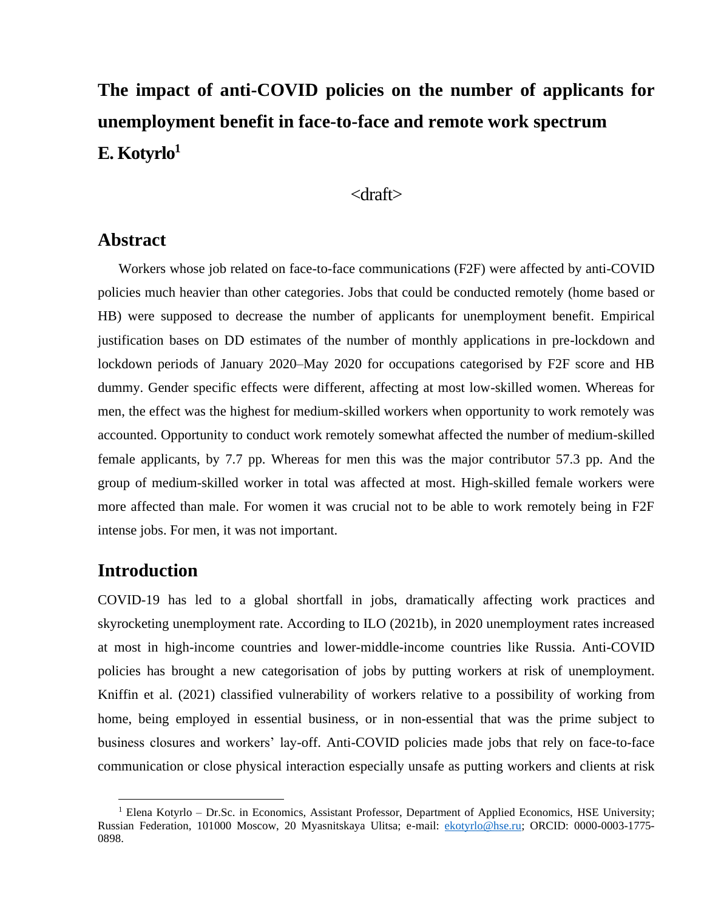# The impact of anti-COVID policies on the number of applicants for unemployment benefit in face-to-face and remote work spectrum

**E. Kotyrlo**[1]

<draft>

## Abstract

Workers whose job related on face-to-face communications (F2F) were affected by anti-COVID policies much heavier than other categories. Jobs that could be conducted remotely (home based or HB) were supposed to decrease the number of applicants for unemployment benefit. Empirical justification bases on DD estimates of the number of monthly applications in pre-lockdown and lockdown periods of January 2020–May 2020 for occupations categorised by F2F score and HB dummy. Gender specific effects were different, affecting at most low-skilled women. Whereas for men, the effect was the highest for medium-skilled workers when opportunity to work remotely was accounted. Opportunity to conduct work remotely somewhat affected the number of medium-skilled female applicants, by 7.7 pp. Whereas for men this was the major contributor 57.3 pp. And the group of medium-skilled worker in total was affected at most. High-skilled female workers were more affected than male. For women it was crucial not to be able to work remotely being in F2F intense jobs. For men, it was not important.

## Introduction

COVID-19 has led to a global shortfall in jobs, dramatically affecting work practices and skyrocketing unemployment rate. According to ILO (2021b), in 2020 unemployment rates increased at most in high-income countries and lower-middle-income countries like Russia. Anti-COVID policies has brought a new categorisation of jobs by putting workers at risk of unemployment. Kniffin et al. (2021) classified vulnerability of workers relative to a possibility of working from home, being employed in essential business, or in non-essential that was the prime subject to business closures and workers' lay-off. Anti-COVID policies made jobs that rely on face-to-face communication or close physical interaction especially unsafe as putting workers and clients at risk

---

[1] Elena Kotyrlo – Dr.Sc. in Economics, Assistant Professor, Department of Applied Economics, HSE University; Russian Federation, 101000 Moscow, 20 Myasnitskaya Ulitsa; e-mail: ekotyrlo@hse.ru; ORCID: 0000-0003-1775-0898.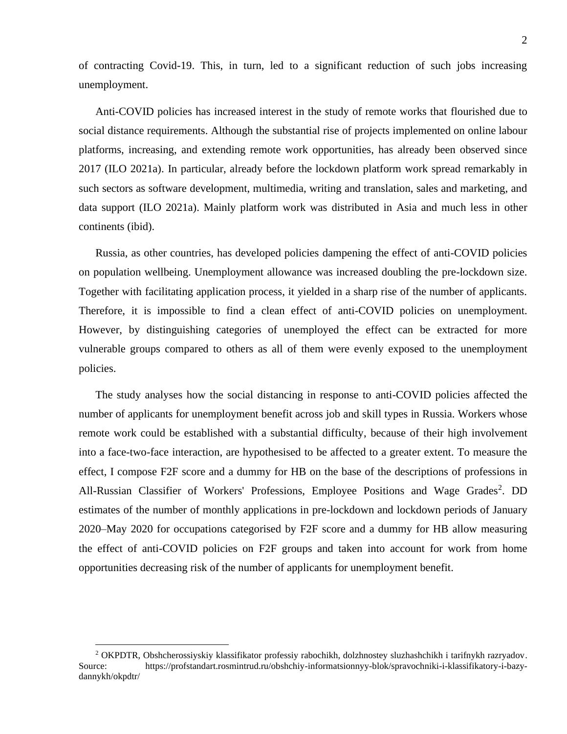of contracting Covid-19. This, in turn, led to a significant reduction of such jobs increasing unemployment.

Anti-COVID policies has increased interest in the study of remote works that flourished due to social distance requirements. Although the substantial rise of projects implemented on online labour platforms, increasing, and extending remote work opportunities, has already been observed since 2017 (ILO 2021a). In particular, already before the lockdown platform work spread remarkably in such sectors as software development, multimedia, writing and translation, sales and marketing, and data support (ILO 2021a). Mainly platform work was distributed in Asia and much less in other continents (ibid).

Russia, as other countries, has developed policies dampening the effect of anti-COVID policies on population wellbeing. Unemployment allowance was increased doubling the pre-lockdown size. Together with facilitating application process, it yielded in a sharp rise of the number of applicants. Therefore, it is impossible to find a clean effect of anti-COVID policies on unemployment. However, by distinguishing categories of unemployed the effect can be extracted for more vulnerable groups compared to others as all of them were evenly exposed to the unemployment policies.

The study analyses how the social distancing in response to anti-COVID policies affected the number of applicants for unemployment benefit across job and skill types in Russia. Workers whose remote work could be established with a substantial difficulty, because of their high involvement into a face-two-face interaction, are hypothesised to be affected to a greater extent. To measure the effect, I compose F2F score and a dummy for HB on the base of the descriptions of professions in All-Russian Classifier of Workers' Professions, Employee Positions and Wage Grades[2]. DD estimates of the number of monthly applications in pre-lockdown and lockdown periods of January 2020–May 2020 for occupations categorised by F2F score and a dummy for HB allow measuring the effect of anti-COVID policies on F2F groups and taken into account for work from home opportunities decreasing risk of the number of applicants for unemployment benefit.

[2] OKPDTR, Obshcherossiyskiy klassifikator professiy rabochikh, dolzhnostey sluzhashchikh i tarifnykh razryadov. Source: https://profstandart.rosmintrud.ru/obshchiy-informatsionnyy-blok/spravochniki-i-klassifikatory-i-bazy-dannykh/okpdtr/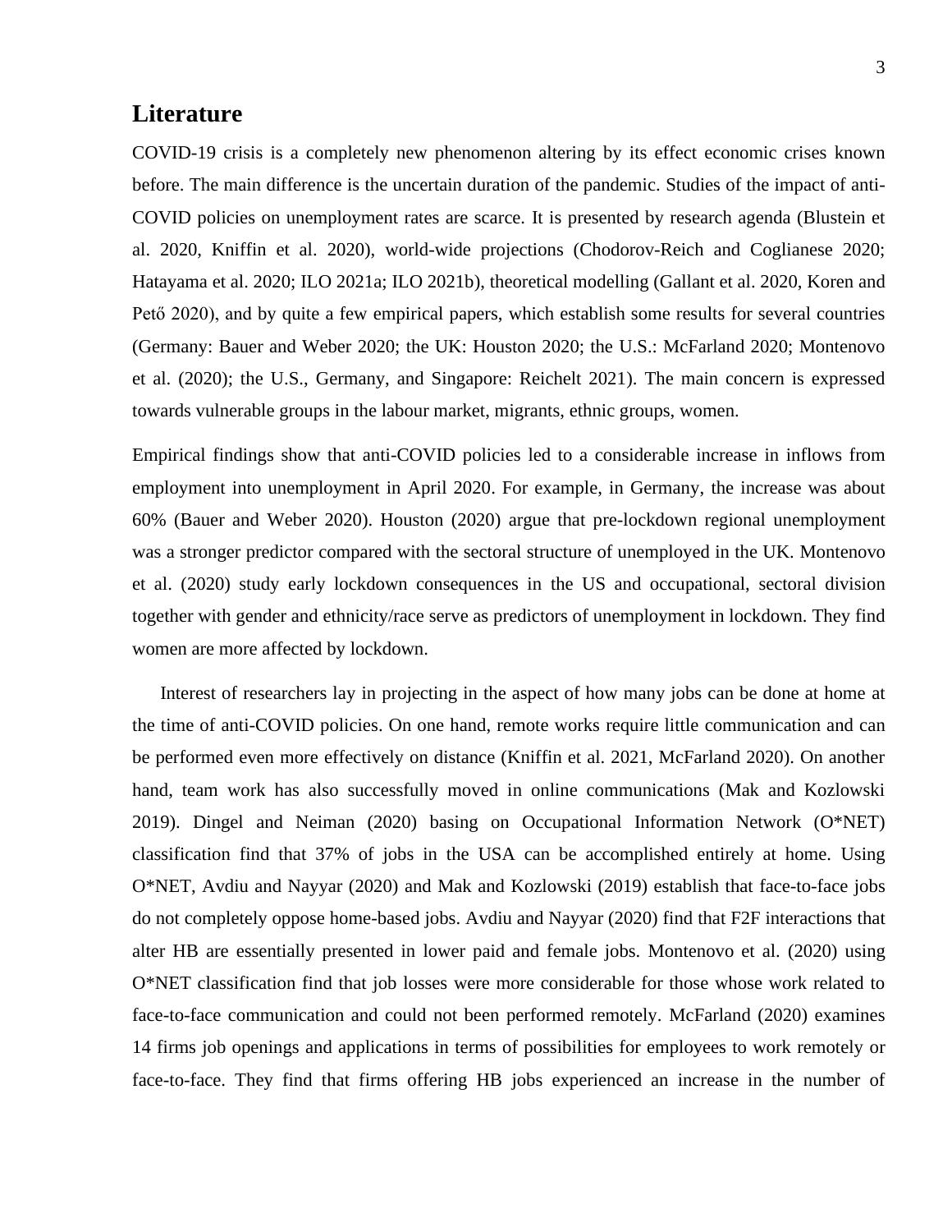## Literature

COVID-19 crisis is a completely new phenomenon altering by its effect economic crises known before. The main difference is the uncertain duration of the pandemic. Studies of the impact of anti-COVID policies on unemployment rates are scarce. It is presented by research agenda (Blustein et al. 2020, Kniffin et al. 2020), world-wide projections (Chodorov-Reich and Coglianese 2020; Hatayama et al. 2020; ILO 2021a; ILO 2021b), theoretical modelling (Gallant et al. 2020, Koren and Pető 2020), and by quite a few empirical papers, which establish some results for several countries (Germany: Bauer and Weber 2020; the UK: Houston 2020; the U.S.: McFarland 2020; Montenovo et al. (2020); the U.S., Germany, and Singapore: Reichelt 2021). The main concern is expressed towards vulnerable groups in the labour market, migrants, ethnic groups, women.

Empirical findings show that anti-COVID policies led to a considerable increase in inflows from employment into unemployment in April 2020. For example, in Germany, the increase was about 60% (Bauer and Weber 2020). Houston (2020) argue that pre-lockdown regional unemployment was a stronger predictor compared with the sectoral structure of unemployed in the UK. Montenovo et al. (2020) study early lockdown consequences in the US and occupational, sectoral division together with gender and ethnicity/race serve as predictors of unemployment in lockdown. They find women are more affected by lockdown.

Interest of researchers lay in projecting in the aspect of how many jobs can be done at home at the time of anti-COVID policies. On one hand, remote works require little communication and can be performed even more effectively on distance (Kniffin et al. 2021, McFarland 2020). On another hand, team work has also successfully moved in online communications (Mak and Kozlowski 2019). Dingel and Neiman (2020) basing on Occupational Information Network (O*NET) classification find that 37% of jobs in the USA can be accomplished entirely at home. Using O*NET, Avdiu and Nayyar (2020) and Mak and Kozlowski (2019) establish that face-to-face jobs do not completely oppose home-based jobs. Avdiu and Nayyar (2020) find that F2F interactions that alter HB are essentially presented in lower paid and female jobs. Montenovo et al. (2020) using O*NET classification find that job losses were more considerable for those whose work related to face-to-face communication and could not been performed remotely. McFarland (2020) examines 14 firms job openings and applications in terms of possibilities for employees to work remotely or face-to-face. They find that firms offering HB jobs experienced an increase in the number of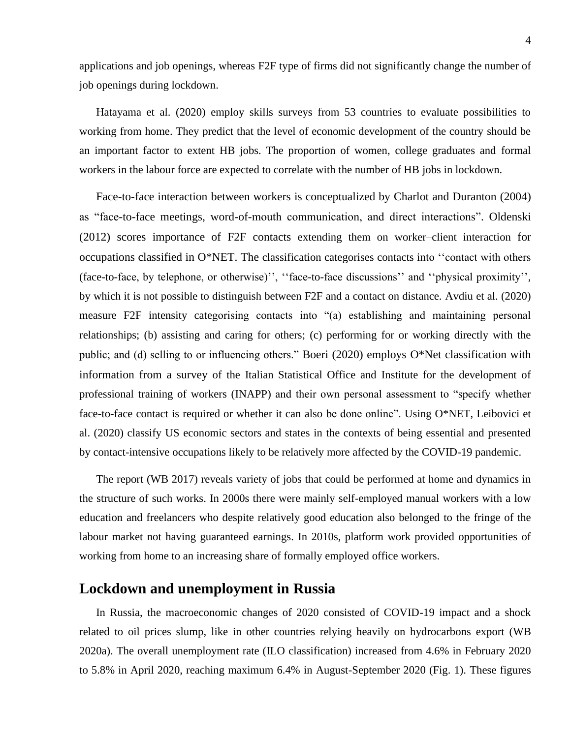applications and job openings, whereas F2F type of firms did not significantly change the number of job openings during lockdown.

Hatayama et al. (2020) employ skills surveys from 53 countries to evaluate possibilities to working from home. They predict that the level of economic development of the country should be an important factor to extent HB jobs. The proportion of women, college graduates and formal workers in the labour force are expected to correlate with the number of HB jobs in lockdown.

Face-to-face interaction between workers is conceptualized by Charlot and Duranton (2004) as "face-to-face meetings, word-of-mouth communication, and direct interactions". Oldenski (2012) scores importance of F2F contacts extending them on worker–client interaction for occupations classified in O*NET. The classification categorises contacts into ''contact with others (face-to-face, by telephone, or otherwise)'', ''face-to-face discussions'' and ''physical proximity'', by which it is not possible to distinguish between F2F and a contact on distance. Avdiu et al. (2020) measure F2F intensity categorising contacts into "(a) establishing and maintaining personal relationships; (b) assisting and caring for others; (c) performing for or working directly with the public; and (d) selling to or influencing others." Boeri (2020) employs O*Net classification with information from a survey of the Italian Statistical Office and Institute for the development of professional training of workers (INAPP) and their own personal assessment to "specify whether face-to-face contact is required or whether it can also be done online". Using O*NET, Leibovici et al. (2020) classify US economic sectors and states in the contexts of being essential and presented by contact-intensive occupations likely to be relatively more affected by the COVID-19 pandemic.

The report (WB 2017) reveals variety of jobs that could be performed at home and dynamics in the structure of such works. In 2000s there were mainly self-employed manual workers with a low education and freelancers who despite relatively good education also belonged to the fringe of the labour market not having guaranteed earnings. In 2010s, platform work provided opportunities of working from home to an increasing share of formally employed office workers.

## Lockdown and unemployment in Russia

In Russia, the macroeconomic changes of 2020 consisted of COVID-19 impact and a shock related to oil prices slump, like in other countries relying heavily on hydrocarbons export (WB 2020a). The overall unemployment rate (ILO classification) increased from 4.6% in February 2020 to 5.8% in April 2020, reaching maximum 6.4% in August-September 2020 (Fig. 1). These figures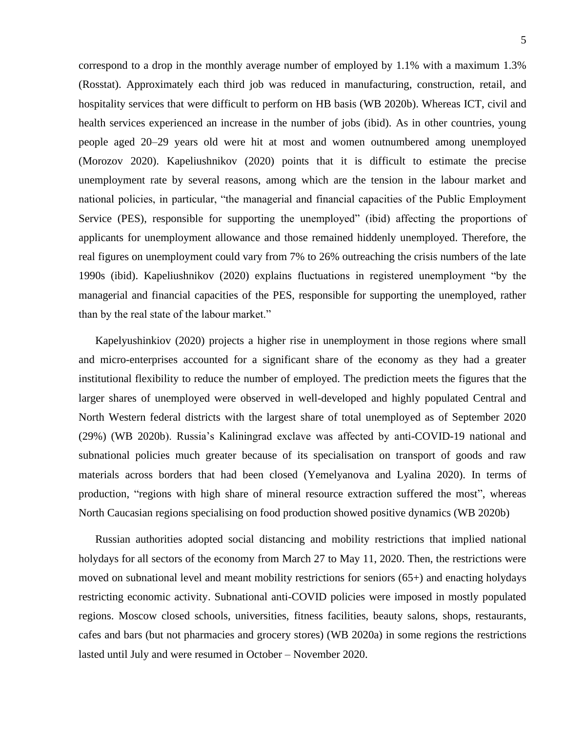correspond to a drop in the monthly average number of employed by 1.1% with a maximum 1.3% (Rosstat). Approximately each third job was reduced in manufacturing, construction, retail, and hospitality services that were difficult to perform on HB basis (WB 2020b). Whereas ICT, civil and health services experienced an increase in the number of jobs (ibid). As in other countries, young people aged 20–29 years old were hit at most and women outnumbered among unemployed (Morozov 2020). Kapeliushnikov (2020) points that it is difficult to estimate the precise unemployment rate by several reasons, among which are the tension in the labour market and national policies, in particular, "the managerial and financial capacities of the Public Employment Service (PES), responsible for supporting the unemployed" (ibid) affecting the proportions of applicants for unemployment allowance and those remained hiddenly unemployed. Therefore, the real figures on unemployment could vary from 7% to 26% outreaching the crisis numbers of the late 1990s (ibid). Kapeliushnikov (2020) explains fluctuations in registered unemployment "by the managerial and financial capacities of the PES, responsible for supporting the unemployed, rather than by the real state of the labour market."

Kapelyushinkiov (2020) projects a higher rise in unemployment in those regions where small and micro-enterprises accounted for a significant share of the economy as they had a greater institutional flexibility to reduce the number of employed. The prediction meets the figures that the larger shares of unemployed were observed in well-developed and highly populated Central and North Western federal districts with the largest share of total unemployed as of September 2020 (29%) (WB 2020b). Russia's Kaliningrad exclave was affected by anti-COVID-19 national and subnational policies much greater because of its specialisation on transport of goods and raw materials across borders that had been closed (Yemelyanova and Lyalina 2020). In terms of production, "regions with high share of mineral resource extraction suffered the most", whereas North Caucasian regions specialising on food production showed positive dynamics (WB 2020b)

Russian authorities adopted social distancing and mobility restrictions that implied national holydays for all sectors of the economy from March 27 to May 11, 2020. Then, the restrictions were moved on subnational level and meant mobility restrictions for seniors (65+) and enacting holydays restricting economic activity. Subnational anti-COVID policies were imposed in mostly populated regions. Moscow closed schools, universities, fitness facilities, beauty salons, shops, restaurants, cafes and bars (but not pharmacies and grocery stores) (WB 2020a) in some regions the restrictions lasted until July and were resumed in October – November 2020.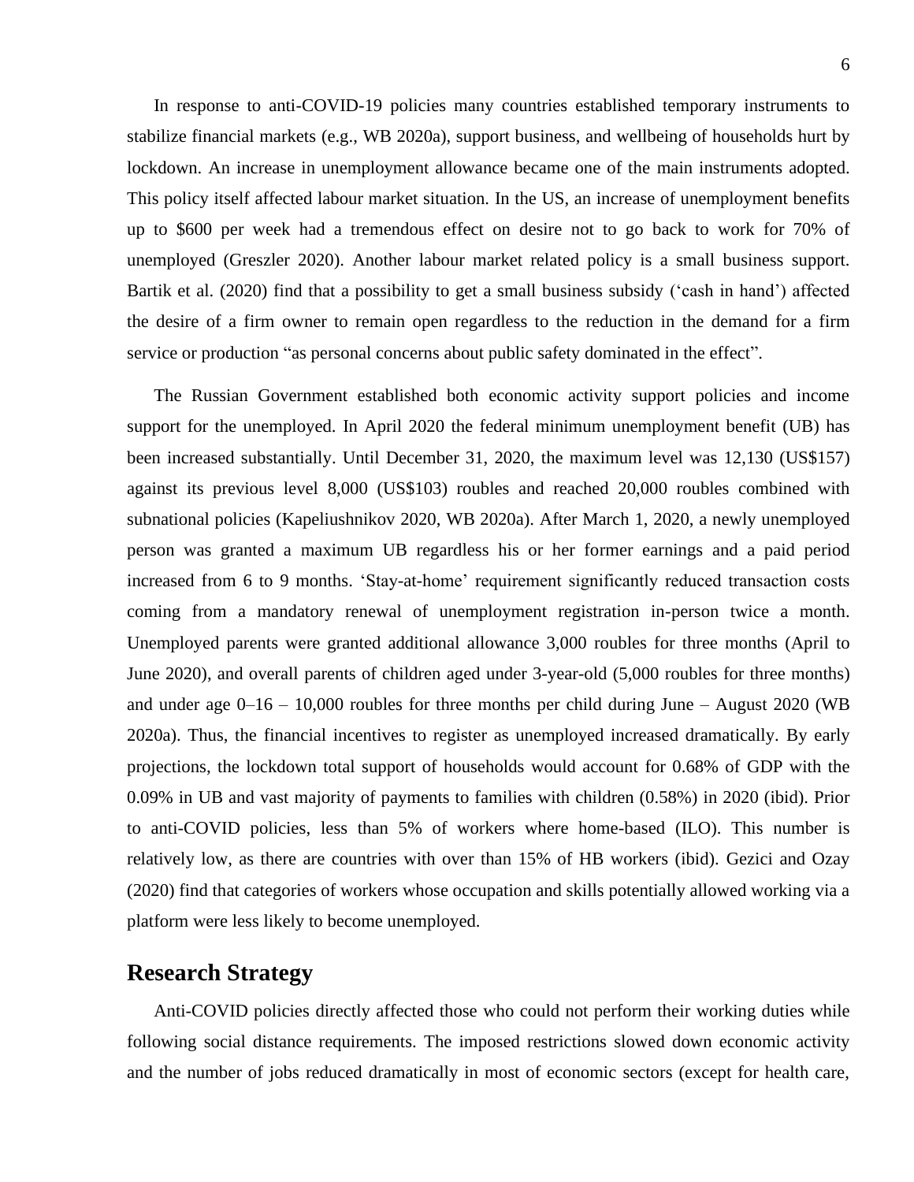In response to anti-COVID-19 policies many countries established temporary instruments to stabilize financial markets (e.g., WB 2020a), support business, and wellbeing of households hurt by lockdown. An increase in unemployment allowance became one of the main instruments adopted. This policy itself affected labour market situation. In the US, an increase of unemployment benefits up to $600 per week had a tremendous effect on desire not to go back to work for 70% of unemployed (Greszler 2020). Another labour market related policy is a small business support. Bartik et al. (2020) find that a possibility to get a small business subsidy ('cash in hand') affected the desire of a firm owner to remain open regardless to the reduction in the demand for a firm service or production "as personal concerns about public safety dominated in the effect".

The Russian Government established both economic activity support policies and income support for the unemployed. In April 2020 the federal minimum unemployment benefit (UB) has been increased substantially. Until December 31, 2020, the maximum level was 12,130 (US$157) against its previous level 8,000 (US$103) roubles and reached 20,000 roubles combined with subnational policies (Kapeliushnikov 2020, WB 2020a). After March 1, 2020, a newly unemployed person was granted a maximum UB regardless his or her former earnings and a paid period increased from 6 to 9 months. 'Stay-at-home' requirement significantly reduced transaction costs coming from a mandatory renewal of unemployment registration in-person twice a month. Unemployed parents were granted additional allowance 3,000 roubles for three months (April to June 2020), and overall parents of children aged under 3-year-old (5,000 roubles for three months) and under age 0–16 – 10,000 roubles for three months per child during June – August 2020 (WB 2020a). Thus, the financial incentives to register as unemployed increased dramatically. By early projections, the lockdown total support of households would account for 0.68% of GDP with the 0.09% in UB and vast majority of payments to families with children (0.58%) in 2020 (ibid). Prior to anti-COVID policies, less than 5% of workers where home-based (ILO). This number is relatively low, as there are countries with over than 15% of HB workers (ibid). Gezici and Ozay (2020) find that categories of workers whose occupation and skills potentially allowed working via a platform were less likely to become unemployed.

## Research Strategy

Anti-COVID policies directly affected those who could not perform their working duties while following social distance requirements. The imposed restrictions slowed down economic activity and the number of jobs reduced dramatically in most of economic sectors (except for health care,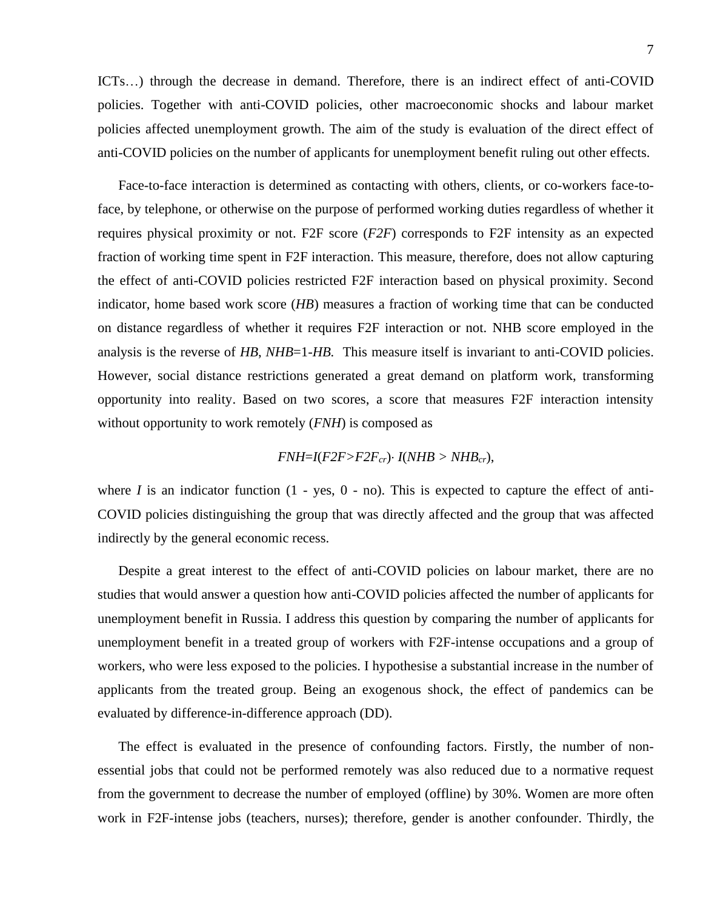ICTs…) through the decrease in demand. Therefore, there is an indirect effect of anti-COVID policies. Together with anti-COVID policies, other macroeconomic shocks and labour market policies affected unemployment growth. The aim of the study is evaluation of the direct effect of anti-COVID policies on the number of applicants for unemployment benefit ruling out other effects.

Face-to-face interaction is determined as contacting with others, clients, or co-workers face-to-face, by telephone, or otherwise on the purpose of performed working duties regardless of whether it requires physical proximity or not. F2F score (*F2F*) corresponds to F2F intensity as an expected fraction of working time spent in F2F interaction. This measure, therefore, does not allow capturing the effect of anti-COVID policies restricted F2F interaction based on physical proximity. Second indicator, home based work score (*HB*) measures a fraction of working time that can be conducted on distance regardless of whether it requires F2F interaction or not. NHB score employed in the analysis is the reverse of *HB*, $NHB=1-HB$. This measure itself is invariant to anti-COVID policies. However, social distance restrictions generated a great demand on platform work, transforming opportunity into reality. Based on two scores, a score that measures F2F interaction intensity without opportunity to work remotely (*FNH*) is composed as

$$FNH=I(F2F>F2F_{cr})\cdot I(NHB > NHB_{cr}),$$

where $I$ is an indicator function (1 - yes, 0 - no). This is expected to capture the effect of anti-COVID policies distinguishing the group that was directly affected and the group that was affected indirectly by the general economic recess.

Despite a great interest to the effect of anti-COVID policies on labour market, there are no studies that would answer a question how anti-COVID policies affected the number of applicants for unemployment benefit in Russia. I address this question by comparing the number of applicants for unemployment benefit in a treated group of workers with F2F-intense occupations and a group of workers, who were less exposed to the policies. I hypothesise a substantial increase in the number of applicants from the treated group. Being an exogenous shock, the effect of pandemics can be evaluated by difference-in-difference approach (DD).

The effect is evaluated in the presence of confounding factors. Firstly, the number of non-essential jobs that could not be performed remotely was also reduced due to a normative request from the government to decrease the number of employed (offline) by 30%. Women are more often work in F2F-intense jobs (teachers, nurses); therefore, gender is another confounder. Thirdly, the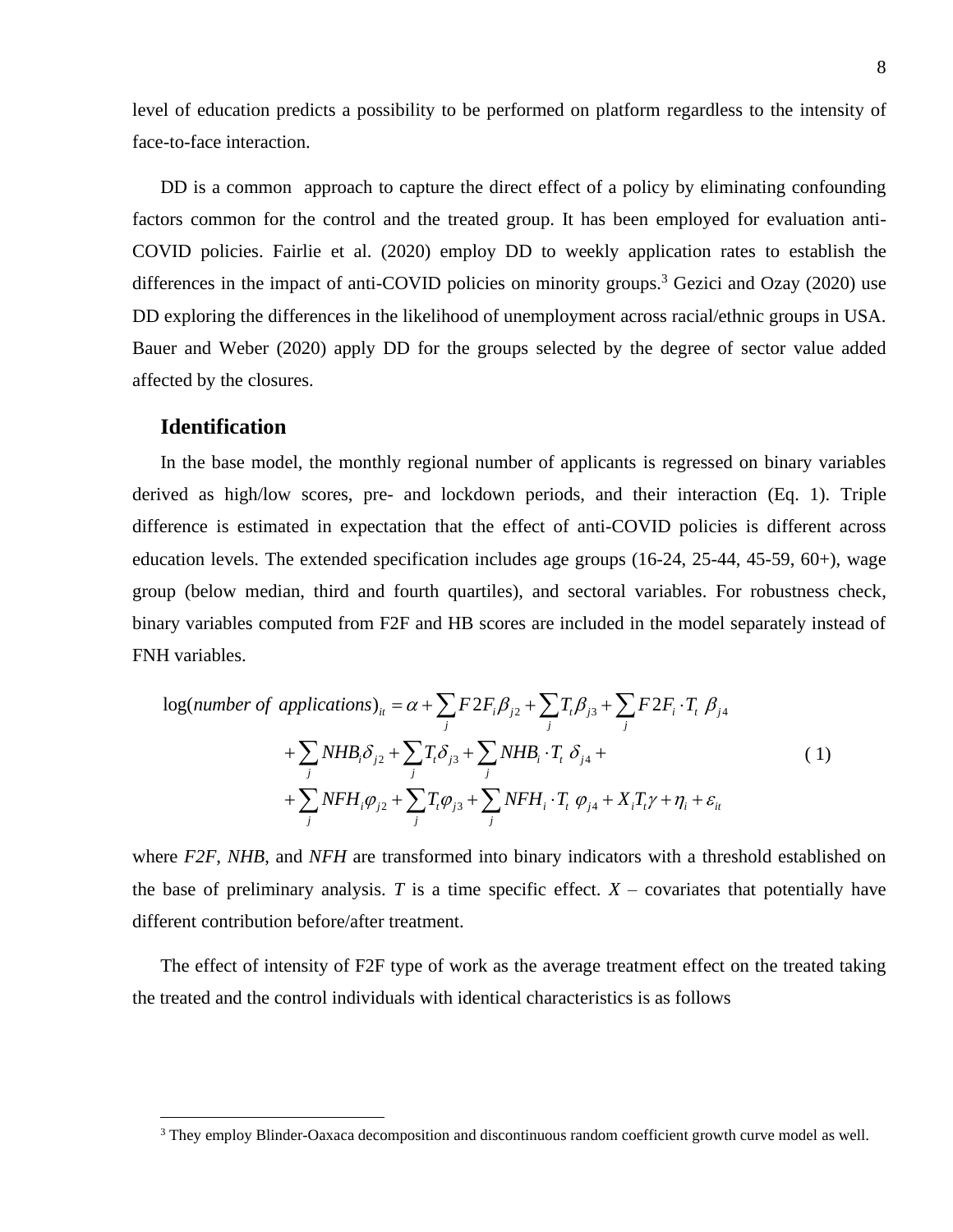level of education predicts a possibility to be performed on platform regardless to the intensity of face-to-face interaction.

DD is a common  approach to capture the direct effect of a policy by eliminating confounding factors common for the control and the treated group. It has been employed for evaluation anti-COVID policies. Fairlie et al. (2020) employ DD to weekly application rates to establish the differences in the impact of anti-COVID policies on minority groups.[3] Gezici and Ozay (2020) use DD exploring the differences in the likelihood of unemployment across racial/ethnic groups in USA. Bauer and Weber (2020) apply DD for the groups selected by the degree of sector value added affected by the closures.

## Identification

In the base model, the monthly regional number of applicants is regressed on binary variables derived as high/low scores, pre- and lockdown periods, and their interaction (Eq. 1). Triple difference is estimated in expectation that the effect of anti-COVID policies is different across education levels. The extended specification includes age groups (16-24, 25-44, 45-59, 60+), wage group (below median, third and fourth quartiles), and sectoral variables. For robustness check, binary variables computed from F2F and HB scores are included in the model separately instead of FNH variables.

$$
\begin{aligned}
\log(\textit{number of applications})_{it} = \alpha &+ \sum_j F2F_i \beta_{j2} + \sum_j T_t \beta_{j3} + \sum_j F2F_i \cdot T_t \ \beta_{j4} \\
&+ \sum_j NHB_i \delta_{j2} + \sum_j T_t \delta_{j3} + \sum_j NHB_i \cdot T_t \ \delta_{j4} + \\
&+ \sum_j NFH_i \varphi_{j2} + \sum_j T_t \varphi_{j3} + \sum_j NFH_i \cdot T_t \ \varphi_{j4} + X_i T_t \gamma + \eta_i + \varepsilon_{it}
\end{aligned}
\tag{1}
$$

where *F2F*, *NHB*, and *NFH* are transformed into binary indicators with a threshold established on the base of preliminary analysis. *T* is a time specific effect. *X* – covariates that potentially have different contribution before/after treatment.

The effect of intensity of F2F type of work as the average treatment effect on the treated taking the treated and the control individuals with identical characteristics is as follows

[3] They employ Blinder-Oaxaca decomposition and discontinuous random coefficient growth curve model as well.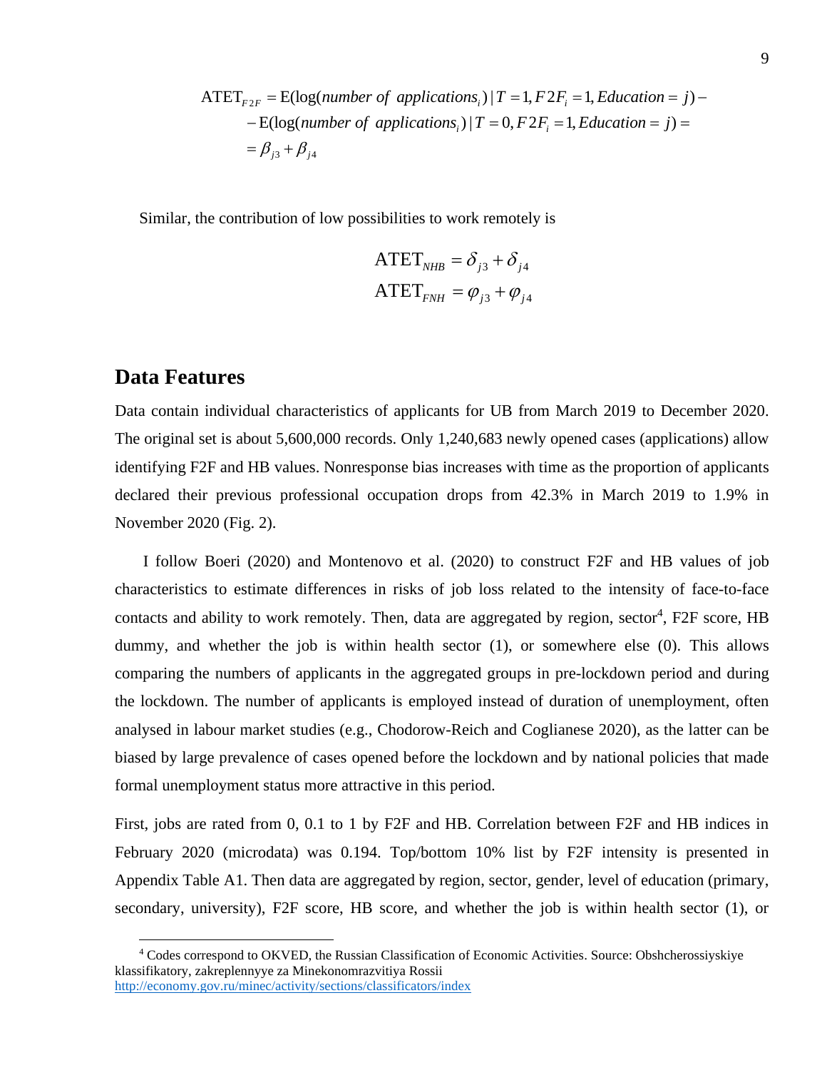$$
\begin{aligned}
\text{ATET}_{F2F} &= \text{E}(\log(\textit{number of applications}_i) \mid T=1, F2F_i=1, \textit{Education}=j) - \\
&- \text{E}(\log(\textit{number of applications}_i) \mid T=0, F2F_i=1, \textit{Education}=j) = \\
&= \beta_{j3} + \beta_{j4}
\end{aligned}
$$

Similar, the contribution of low possibilities to work remotely is

$$
\text{ATET}_{NHB} = \delta_{j3} + \delta_{j4}
$$

$$
\text{ATET}_{FNH} = \varphi_{j3} + \varphi_{j4}
$$

## Data Features

Data contain individual characteristics of applicants for UB from March 2019 to December 2020. The original set is about 5,600,000 records. Only 1,240,683 newly opened cases (applications) allow identifying F2F and HB values. Nonresponse bias increases with time as the proportion of applicants declared their previous professional occupation drops from 42.3% in March 2019 to 1.9% in November 2020 (Fig. 2).

I follow Boeri (2020) and Montenovo et al. (2020) to construct F2F and HB values of job characteristics to estimate differences in risks of job loss related to the intensity of face-to-face contacts and ability to work remotely. Then, data are aggregated by region, sector[4], F2F score, HB dummy, and whether the job is within health sector (1), or somewhere else (0). This allows comparing the numbers of applicants in the aggregated groups in pre-lockdown period and during the lockdown. The number of applicants is employed instead of duration of unemployment, often analysed in labour market studies (e.g., Chodorow-Reich and Coglianese 2020), as the latter can be biased by large prevalence of cases opened before the lockdown and by national policies that made formal unemployment status more attractive in this period.

First, jobs are rated from 0, 0.1 to 1 by F2F and HB. Correlation between F2F and HB indices in February 2020 (microdata) was 0.194. Top/bottom 10% list by F2F intensity is presented in Appendix Table A1. Then data are aggregated by region, sector, gender, level of education (primary, secondary, university), F2F score, HB score, and whether the job is within health sector (1), or

[4] Codes correspond to OKVED, the Russian Classification of Economic Activities. Source: Obshcherossiyskiye klassifikatory, zakreplennyye za Minekonomrazvitiya Rossii http://economy.gov.ru/minec/activity/sections/classificators/index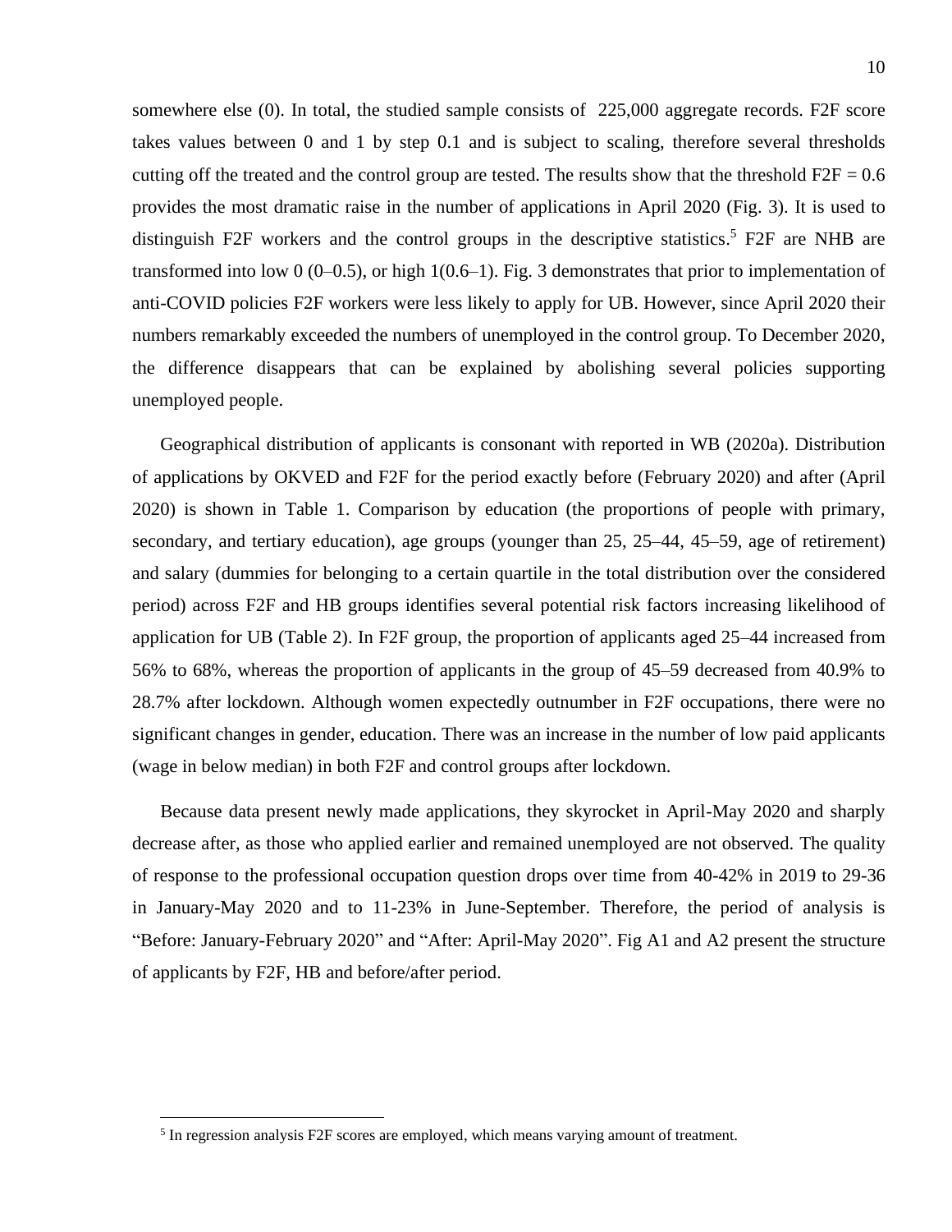somewhere else (0). In total, the studied sample consists of 225,000 aggregate records. F2F score takes values between 0 and 1 by step 0.1 and is subject to scaling, therefore several thresholds cutting off the treated and the control group are tested. The results show that the threshold F2F = 0.6 provides the most dramatic raise in the number of applications in April 2020 (Fig. 3). It is used to distinguish F2F workers and the control groups in the descriptive statistics.[5] F2F are NHB are transformed into low 0 (0–0.5), or high 1(0.6–1). Fig. 3 demonstrates that prior to implementation of anti-COVID policies F2F workers were less likely to apply for UB. However, since April 2020 their numbers remarkably exceeded the numbers of unemployed in the control group. To December 2020, the difference disappears that can be explained by abolishing several policies supporting unemployed people.

Geographical distribution of applicants is consonant with reported in WB (2020a). Distribution of applications by OKVED and F2F for the period exactly before (February 2020) and after (April 2020) is shown in Table 1. Comparison by education (the proportions of people with primary, secondary, and tertiary education), age groups (younger than 25, 25–44, 45–59, age of retirement) and salary (dummies for belonging to a certain quartile in the total distribution over the considered period) across F2F and HB groups identifies several potential risk factors increasing likelihood of application for UB (Table 2). In F2F group, the proportion of applicants aged 25–44 increased from 56% to 68%, whereas the proportion of applicants in the group of 45–59 decreased from 40.9% to 28.7% after lockdown. Although women expectedly outnumber in F2F occupations, there were no significant changes in gender, education. There was an increase in the number of low paid applicants (wage in below median) in both F2F and control groups after lockdown.

Because data present newly made applications, they skyrocket in April-May 2020 and sharply decrease after, as those who applied earlier and remained unemployed are not observed. The quality of response to the professional occupation question drops over time from 40-42% in 2019 to 29-36 in January-May 2020 and to 11-23% in June-September. Therefore, the period of analysis is "Before: January-February 2020" and "After: April-May 2020". Fig A1 and A2 present the structure of applicants by F2F, HB and before/after period.

[5] In regression analysis F2F scores are employed, which means varying amount of treatment.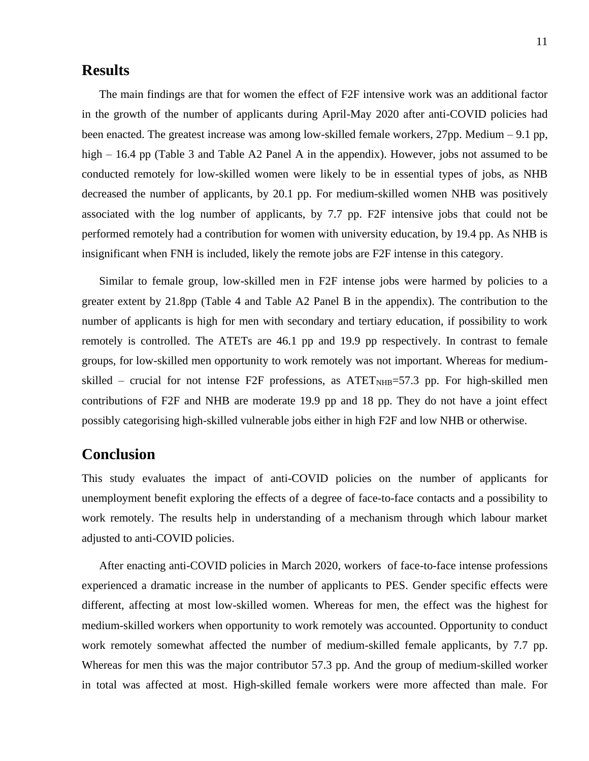## Results

The main findings are that for women the effect of F2F intensive work was an additional factor in the growth of the number of applicants during April-May 2020 after anti-COVID policies had been enacted. The greatest increase was among low-skilled female workers, 27pp. Medium – 9.1 pp, high – 16.4 pp (Table 3 and Table A2 Panel A in the appendix). However, jobs not assumed to be conducted remotely for low-skilled women were likely to be in essential types of jobs, as NHB decreased the number of applicants, by 20.1 pp. For medium-skilled women NHB was positively associated with the log number of applicants, by 7.7 pp. F2F intensive jobs that could not be performed remotely had a contribution for women with university education, by 19.4 pp. As NHB is insignificant when FNH is included, likely the remote jobs are F2F intense in this category.

Similar to female group, low-skilled men in F2F intense jobs were harmed by policies to a greater extent by 21.8pp (Table 4 and Table A2 Panel B in the appendix). The contribution to the number of applicants is high for men with secondary and tertiary education, if possibility to work remotely is controlled. The ATETs are 46.1 pp and 19.9 pp respectively. In contrast to female groups, for low-skilled men opportunity to work remotely was not important. Whereas for medium-skilled – crucial for not intense F2F professions, as $ATET_{NHB}$=57.3 pp. For high-skilled men contributions of F2F and NHB are moderate 19.9 pp and 18 pp. They do not have a joint effect possibly categorising high-skilled vulnerable jobs either in high F2F and low NHB or otherwise.

## Conclusion

This study evaluates the impact of anti-COVID policies on the number of applicants for unemployment benefit exploring the effects of a degree of face-to-face contacts and a possibility to work remotely. The results help in understanding of a mechanism through which labour market adjusted to anti-COVID policies.

After enacting anti-COVID policies in March 2020, workers of face-to-face intense professions experienced a dramatic increase in the number of applicants to PES. Gender specific effects were different, affecting at most low-skilled women. Whereas for men, the effect was the highest for medium-skilled workers when opportunity to work remotely was accounted. Opportunity to conduct work remotely somewhat affected the number of medium-skilled female applicants, by 7.7 pp. Whereas for men this was the major contributor 57.3 pp. And the group of medium-skilled worker in total was affected at most. High-skilled female workers were more affected than male. For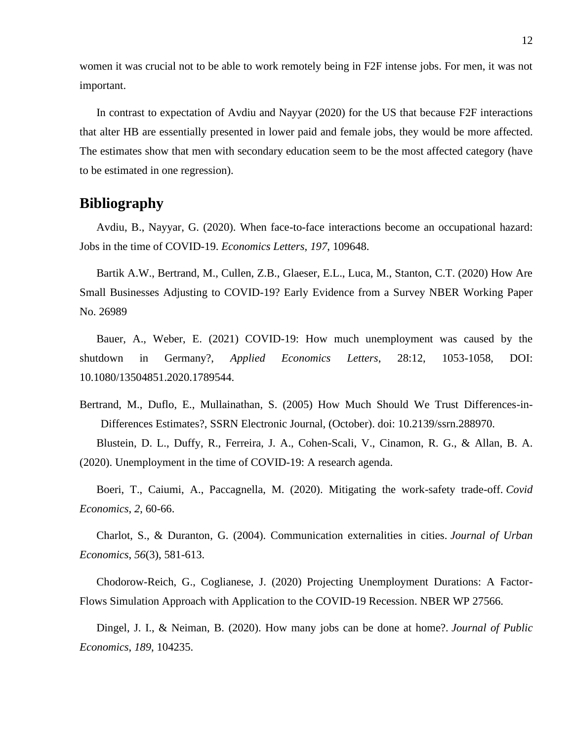women it was crucial not to be able to work remotely being in F2F intense jobs. For men, it was not important.

In contrast to expectation of Avdiu and Nayyar (2020) for the US that because F2F interactions that alter HB are essentially presented in lower paid and female jobs, they would be more affected. The estimates show that men with secondary education seem to be the most affected category (have to be estimated in one regression).

## Bibliography

Avdiu, B., Nayyar, G. (2020). When face-to-face interactions become an occupational hazard: Jobs in the time of COVID-19. *Economics Letters*, *197*, 109648.

Bartik A.W., Bertrand, M., Cullen, Z.B., Glaeser, E.L., Luca, M., Stanton, C.T. (2020) How Are Small Businesses Adjusting to COVID-19? Early Evidence from a Survey NBER Working Paper No. 26989

Bauer, A., Weber, E. (2021) COVID-19: How much unemployment was caused by the shutdown in Germany?, *Applied Economics Letters*, 28:12, 1053-1058, DOI: 10.1080/13504851.2020.1789544.

Bertrand, M., Duflo, E., Mullainathan, S. (2005) How Much Should We Trust Differences-in-Differences Estimates?, SSRN Electronic Journal, (October). doi: 10.2139/ssrn.288970.

Blustein, D. L., Duffy, R., Ferreira, J. A., Cohen-Scali, V., Cinamon, R. G., & Allan, B. A. (2020). Unemployment in the time of COVID-19: A research agenda.

Boeri, T., Caiumi, A., Paccagnella, M. (2020). Mitigating the work-safety trade-off. *Covid Economics*, *2*, 60-66.

Charlot, S., & Duranton, G. (2004). Communication externalities in cities. *Journal of Urban Economics*, *56*(3), 581-613.

Chodorow-Reich, G., Coglianese, J. (2020) Projecting Unemployment Durations: A Factor-Flows Simulation Approach with Application to the COVID-19 Recession. NBER WP 27566.

Dingel, J. I., & Neiman, B. (2020). How many jobs can be done at home?. *Journal of Public Economics*, *189*, 104235.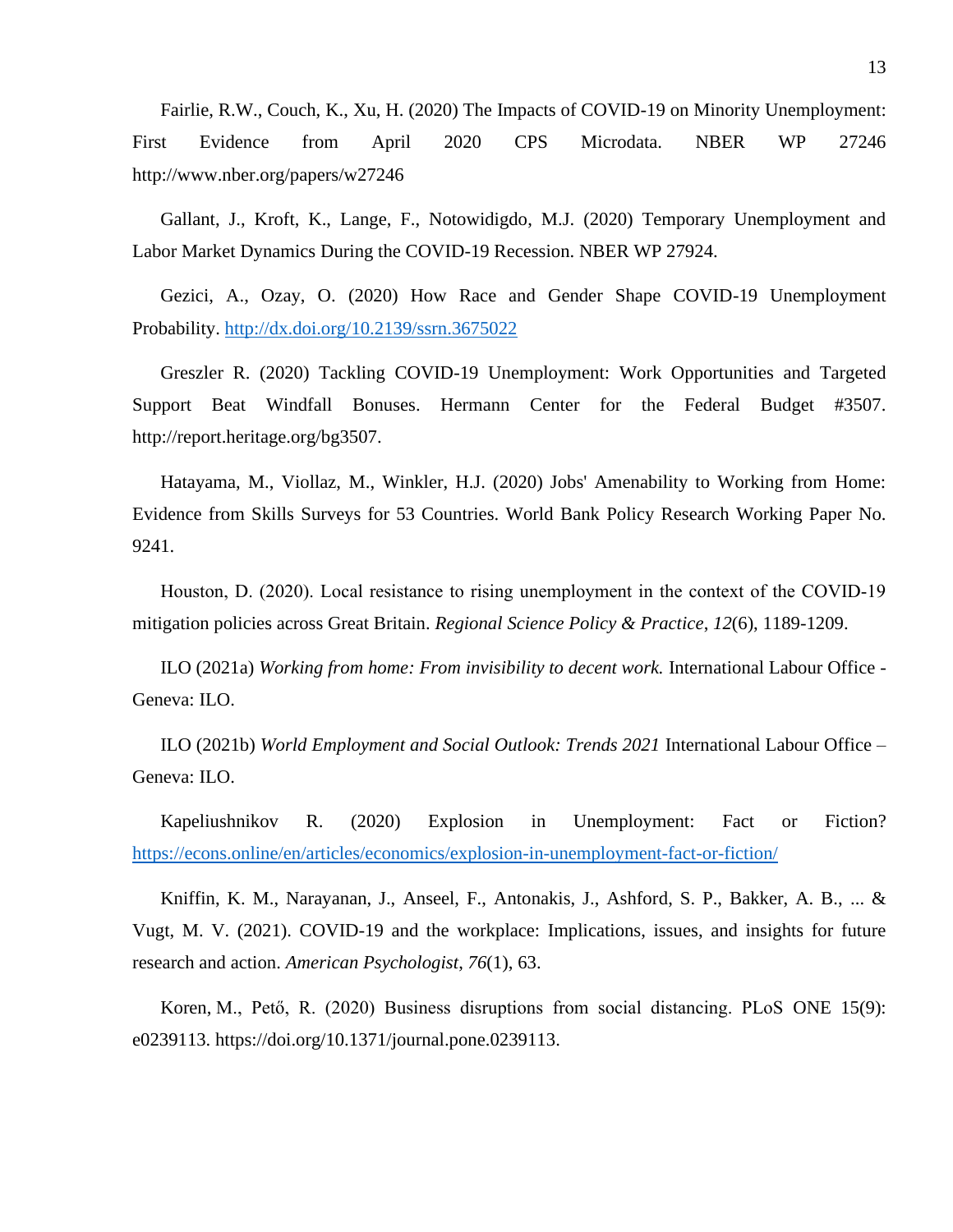Fairlie, R.W., Couch, K., Xu, H. (2020) The Impacts of COVID-19 on Minority Unemployment: First Evidence from April 2020 CPS Microdata. NBER WP 27246 http://www.nber.org/papers/w27246

Gallant, J., Kroft, K., Lange, F., Notowidigdo, M.J. (2020) Temporary Unemployment and Labor Market Dynamics During the COVID-19 Recession. NBER WP 27924.

Gezici, A., Ozay, O. (2020) How Race and Gender Shape COVID-19 Unemployment Probability. http://dx.doi.org/10.2139/ssrn.3675022

Greszler R. (2020) Tackling COVID-19 Unemployment: Work Opportunities and Targeted Support Beat Windfall Bonuses. Hermann Center for the Federal Budget #3507. http://report.heritage.org/bg3507.

Hatayama, M., Viollaz, M., Winkler, H.J. (2020) Jobs' Amenability to Working from Home: Evidence from Skills Surveys for 53 Countries. World Bank Policy Research Working Paper No. 9241.

Houston, D. (2020). Local resistance to rising unemployment in the context of the COVID-19 mitigation policies across Great Britain. *Regional Science Policy & Practice*, *12*(6), 1189-1209.

ILO (2021a) *Working from home: From invisibility to decent work.* International Labour Office - Geneva: ILO.

ILO (2021b) *World Employment and Social Outlook: Trends 2021* International Labour Office – Geneva: ILO.

Kapeliushnikov R. (2020) Explosion in Unemployment: Fact or Fiction? https://econs.online/en/articles/economics/explosion-in-unemployment-fact-or-fiction/

Kniffin, K. M., Narayanan, J., Anseel, F., Antonakis, J., Ashford, S. P., Bakker, A. B., ... & Vugt, M. V. (2021). COVID-19 and the workplace: Implications, issues, and insights for future research and action. *American Psychologist*, *76*(1), 63.

Koren, M., Pető, R. (2020) Business disruptions from social distancing. PLoS ONE 15(9): e0239113. https://doi.org/10.1371/journal.pone.0239113.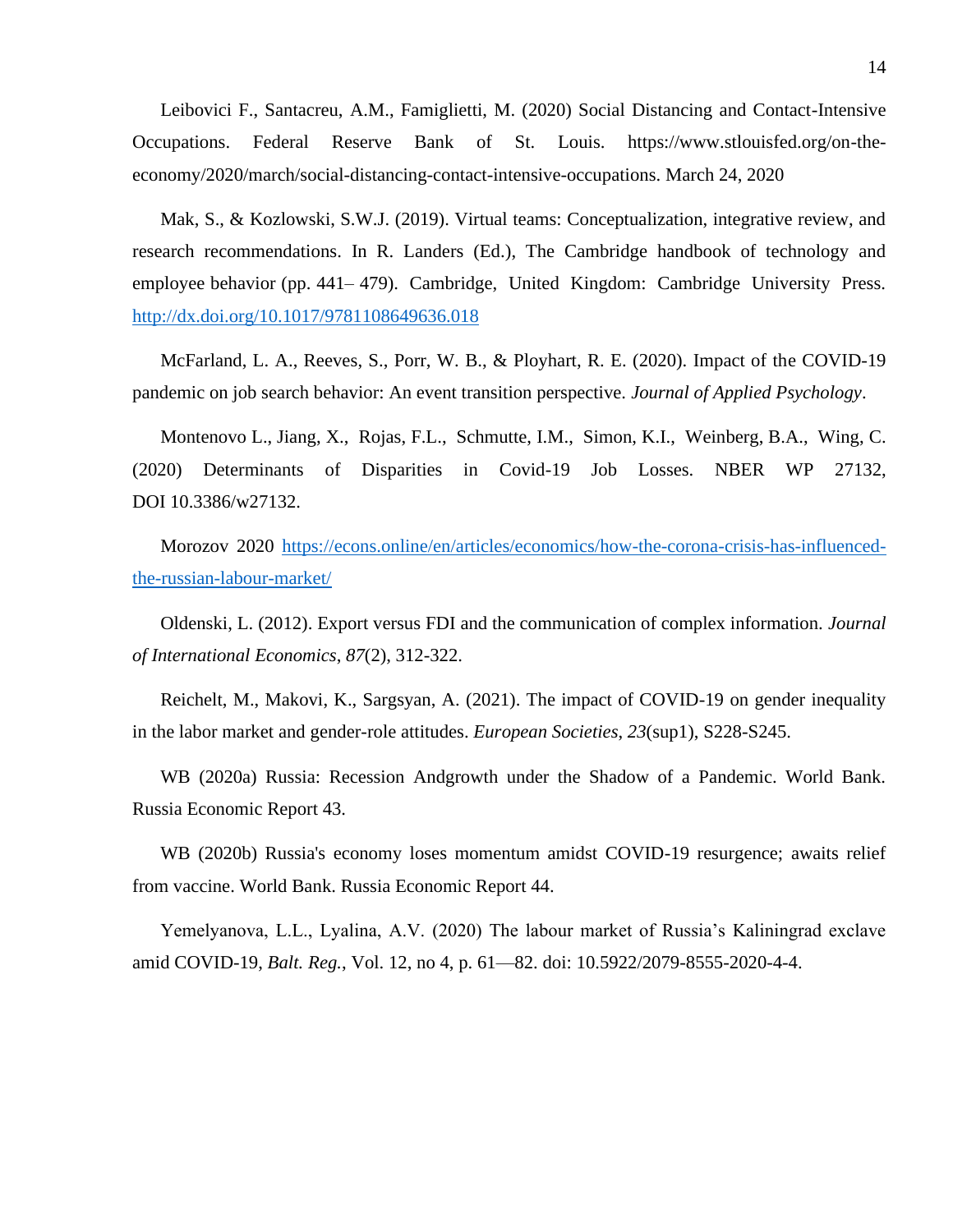Leibovici F., Santacreu, A.M., Famiglietti, M. (2020) Social Distancing and Contact-Intensive Occupations. Federal Reserve Bank of St. Louis. https://www.stlouisfed.org/on-the-economy/2020/march/social-distancing-contact-intensive-occupations. March 24, 2020

Mak, S., & Kozlowski, S.W.J. (2019). Virtual teams: Conceptualization, integrative review, and research recommendations. In R. Landers (Ed.), The Cambridge handbook of technology and employee behavior (pp. 441– 479). Cambridge, United Kingdom: Cambridge University Press. http://dx.doi.org/10.1017/9781108649636.018

McFarland, L. A., Reeves, S., Porr, W. B., & Ployhart, R. E. (2020). Impact of the COVID-19 pandemic on job search behavior: An event transition perspective. *Journal of Applied Psychology*.

Montenovo L., Jiang, X., Rojas, F.L., Schmutte, I.M., Simon, K.I., Weinberg, B.A., Wing, C. (2020) Determinants of Disparities in Covid-19 Job Losses. NBER WP 27132, DOI 10.3386/w27132.

Morozov 2020 https://econs.online/en/articles/economics/how-the-corona-crisis-has-influenced-the-russian-labour-market/

Oldenski, L. (2012). Export versus FDI and the communication of complex information. *Journal of International Economics*, *87*(2), 312-322.

Reichelt, M., Makovi, K., Sargsyan, A. (2021). The impact of COVID-19 on gender inequality in the labor market and gender-role attitudes. *European Societies*, *23*(sup1), S228-S245.

WB (2020a) Russia: Recession Andgrowth under the Shadow of a Pandemic. World Bank. Russia Economic Report 43.

WB (2020b) Russia's economy loses momentum amidst COVID-19 resurgence; awaits relief from vaccine. World Bank. Russia Economic Report 44.

Yemelyanova, L.L., Lyalina, A.V. (2020) The labour market of Russia's Kaliningrad exclave amid COVID-19, *Balt. Reg.*, Vol. 12, no 4, p. 61—82. doi: 10.5922/2079-8555-2020-4-4.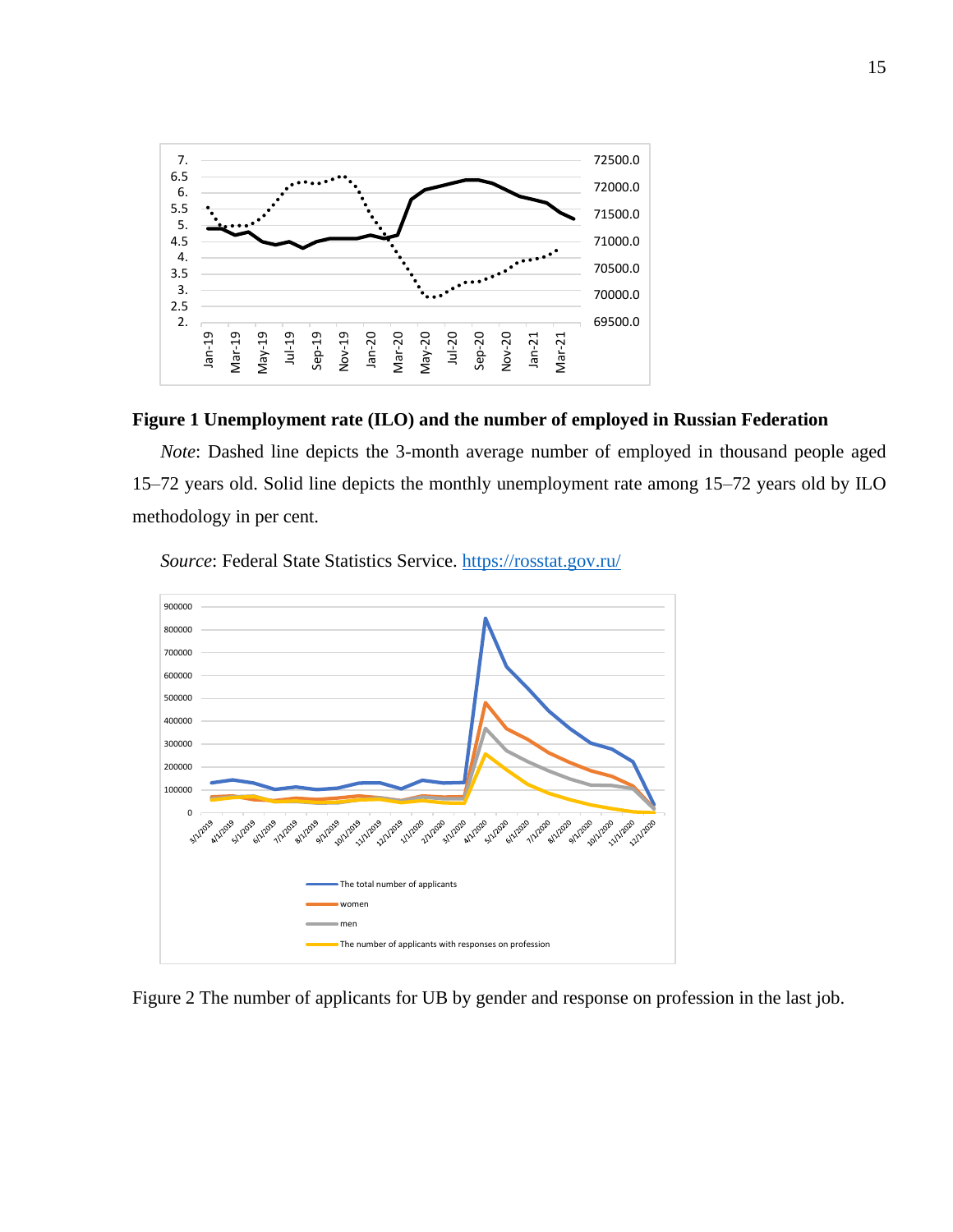**Figure 1 Unemployment rate (ILO) and the number of employed in Russian Federation**

*Note*: Dashed line depicts the 3-month average number of employed in thousand people aged 15–72 years old. Solid line depicts the monthly unemployment rate among 15–72 years old by ILO methodology in per cent.

*Source*: Federal State Statistics Service. [https://rosstat.gov.ru/](https://rosstat.gov.ru/)

Figure 2 The number of applicants for UB by gender and response on profession in the last job.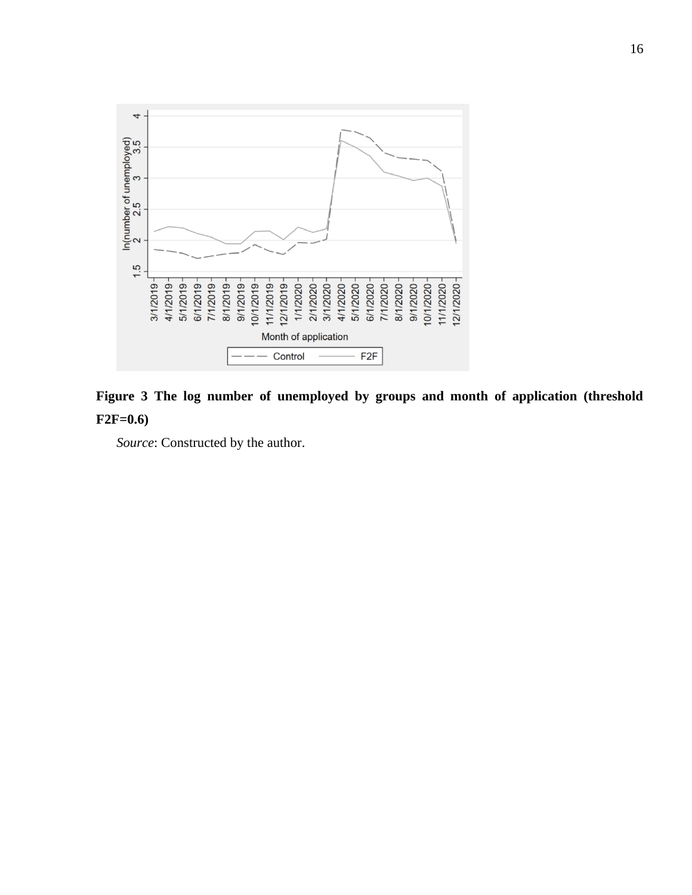**Figure 3 The log number of unemployed by groups and month of application (threshold F2F=0.6)**

*Source*: Constructed by the author.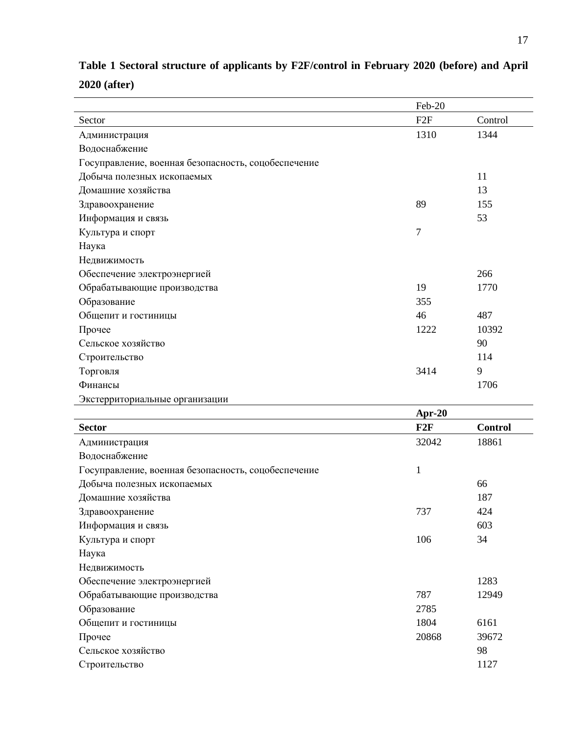**Table 1 Sectoral structure of applicants by F2F/control in February 2020 (before) and April 2020 (after)**

| | Feb-20 | |
|---|---|---|
| Sector | F2F | Control |
| Администрация | 1310 | 1344 |
| Водоснабжение | | |
| Госуправление, военная безопасность, соцобеспечение | | |
| Добыча полезных ископаемых | | 11 |
| Домашние хозяйства | | 13 |
| Здравоохранение | 89 | 155 |
| Информация и связь | | 53 |
| Культура и спорт | 7 | |
| Наука | | |
| Недвижимость | | |
| Обеспечение электроэнергией | | 266 |
| Обрабатывающие производства | 19 | 1770 |
| Образование | 355 | |
| Общепит и гостиницы | 46 | 487 |
| Прочее | 1222 | 10392 |
| Сельское хозяйство | | 90 |
| Строительство | | 114 |
| Торговля | 3414 | 9 |
| Финансы | | 1706 |
| Экстерриториальные организации | | |
| | **Apr-20** | |
| **Sector** | **F2F** | **Control** |
| Администрация | 32042 | 18861 |
| Водоснабжение | | |
| Госуправление, военная безопасность, соцобеспечение | 1 | |
| Добыча полезных ископаемых | | 66 |
| Домашние хозяйства | | 187 |
| Здравоохранение | 737 | 424 |
| Информация и связь | | 603 |
| Культура и спорт | 106 | 34 |
| Наука | | |
| Недвижимость | | |
| Обеспечение электроэнергией | | 1283 |
| Обрабатывающие производства | 787 | 12949 |
| Образование | 2785 | |
| Общепит и гостиницы | 1804 | 6161 |
| Прочее | 20868 | 39672 |
| Сельское хозяйство | | 98 |
| Строительство | | 1127 |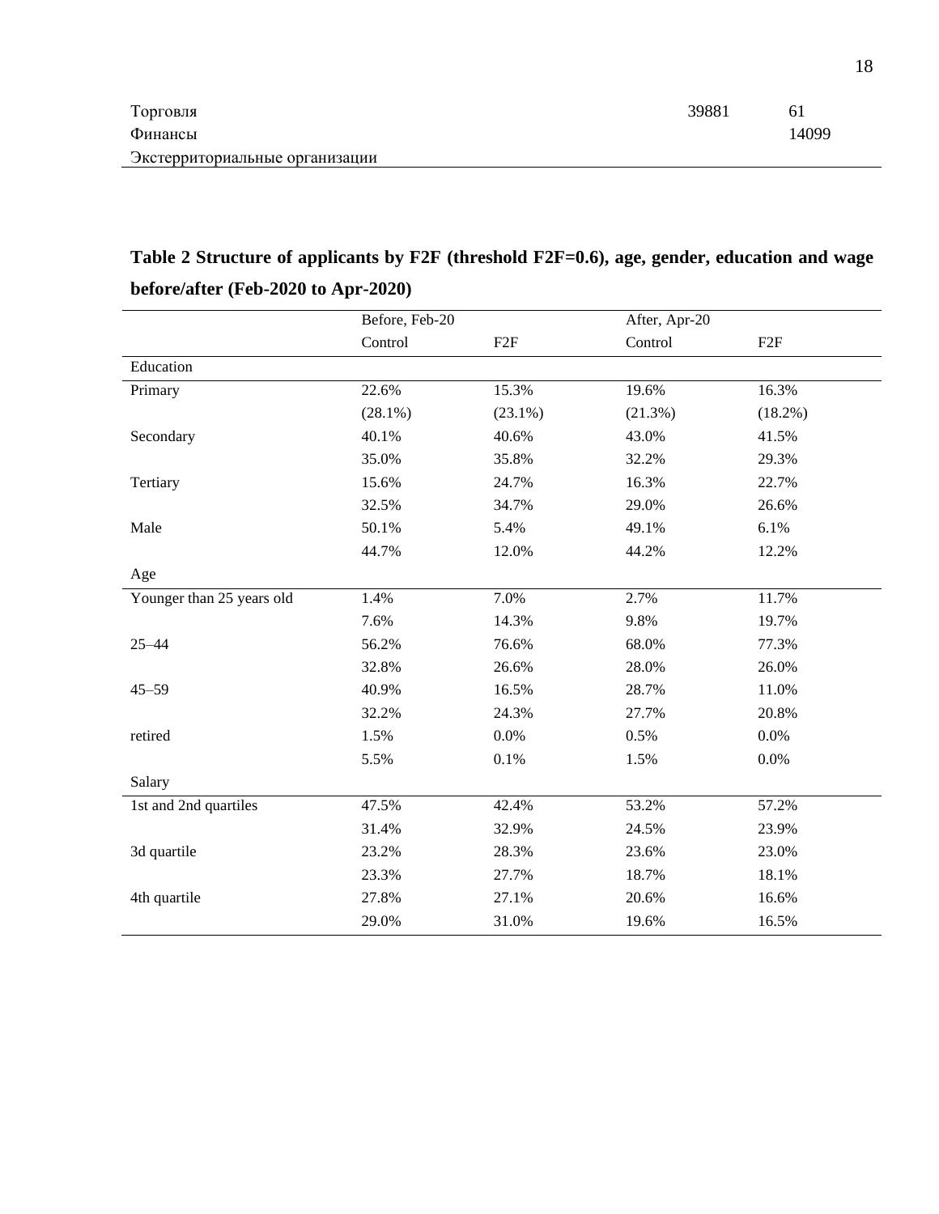| | | |
|---|---|---|
| Торговля | 39881 | 61 |
| Финансы | | 14099 |
| Экстерриториальные организации | | |

**Table 2 Structure of applicants by F2F (threshold F2F=0.6), age, gender, education and wage before/after (Feb-2020 to Apr-2020)**

| | Before, Feb-20 | | After, Apr-20 | |
|---|---|---|---|---|
| | Control | F2F | Control | F2F |
| Education | | | | |
| Primary | 22.6% | 15.3% | 19.6% | 16.3% |
| | (28.1%) | (23.1%) | (21.3%) | (18.2%) |
| Secondary | 40.1% | 40.6% | 43.0% | 41.5% |
| | 35.0% | 35.8% | 32.2% | 29.3% |
| Tertiary | 15.6% | 24.7% | 16.3% | 22.7% |
| | 32.5% | 34.7% | 29.0% | 26.6% |
| Male | 50.1% | 5.4% | 49.1% | 6.1% |
| | 44.7% | 12.0% | 44.2% | 12.2% |
| Age | | | | |
| Younger than 25 years old | 1.4% | 7.0% | 2.7% | 11.7% |
| | 7.6% | 14.3% | 9.8% | 19.7% |
| 25–44 | 56.2% | 76.6% | 68.0% | 77.3% |
| | 32.8% | 26.6% | 28.0% | 26.0% |
| 45–59 | 40.9% | 16.5% | 28.7% | 11.0% |
| | 32.2% | 24.3% | 27.7% | 20.8% |
| retired | 1.5% | 0.0% | 0.5% | 0.0% |
| | 5.5% | 0.1% | 1.5% | 0.0% |
| Salary | | | | |
| 1st and 2nd quartiles | 47.5% | 42.4% | 53.2% | 57.2% |
| | 31.4% | 32.9% | 24.5% | 23.9% |
| 3d quartile | 23.2% | 28.3% | 23.6% | 23.0% |
| | 23.3% | 27.7% | 18.7% | 18.1% |
| 4th quartile | 27.8% | 27.1% | 20.6% | 16.6% |
| | 29.0% | 31.0% | 19.6% | 16.5% |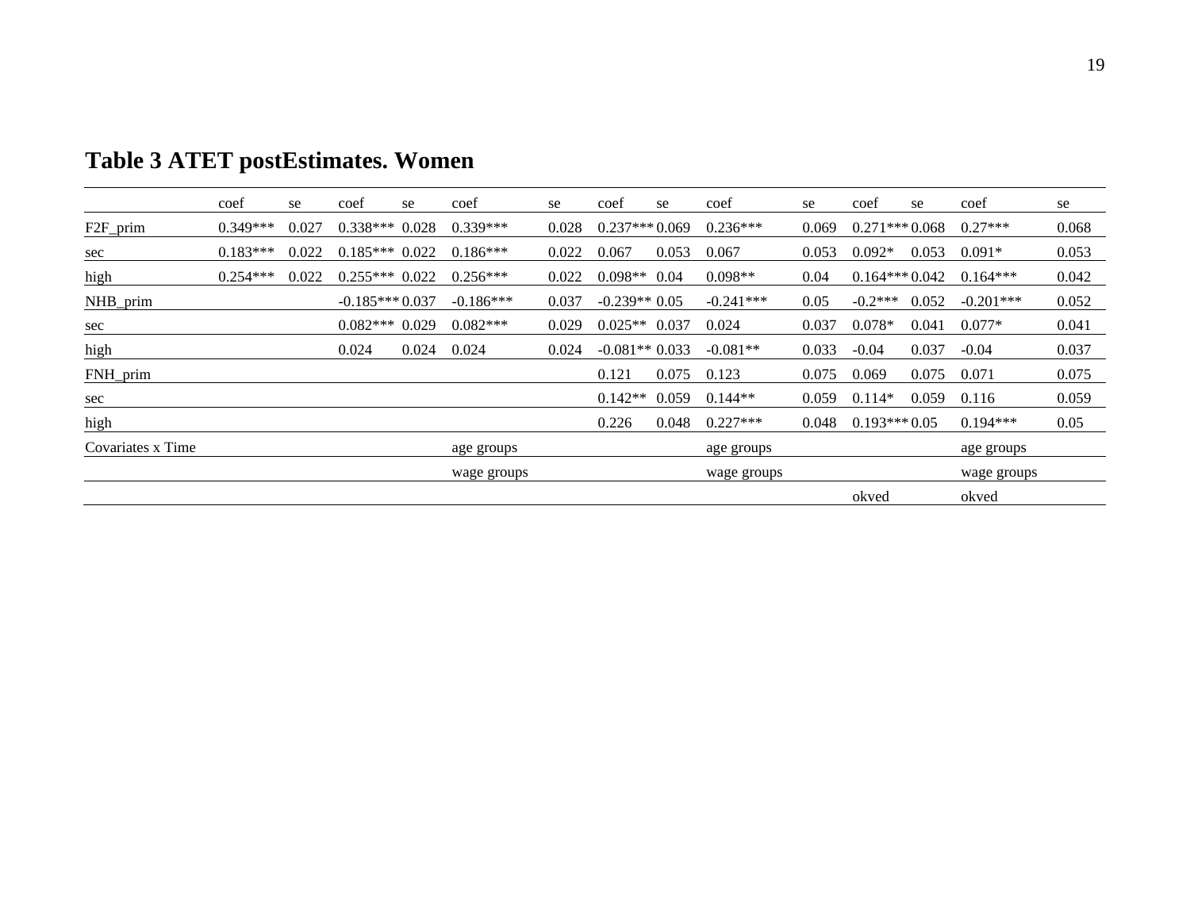**Table 3 ATET postEstimates. Women**

| | coef | se | coef | se | coef | se | coef | se | coef | se | coef | se | coef | se |
|---|---|---|---|---|---|---|---|---|---|---|---|---|---|---|
| F2F_prim | 0.349*** | 0.027 | 0.338*** | 0.028 | 0.339*** | 0.028 | 0.237*** | 0.069 | 0.236*** | 0.069 | 0.271*** | 0.068 | 0.27*** | 0.068 |
| sec | 0.183*** | 0.022 | 0.185*** | 0.022 | 0.186*** | 0.022 | 0.067 | 0.053 | 0.067 | 0.053 | 0.092* | 0.053 | 0.091* | 0.053 |
| high | 0.254*** | 0.022 | 0.255*** | 0.022 | 0.256*** | 0.022 | 0.098** | 0.04 | 0.098** | 0.04 | 0.164*** | 0.042 | 0.164*** | 0.042 |
| NHB_prim | | | -0.185*** | 0.037 | -0.186*** | 0.037 | -0.239** | 0.05 | -0.241*** | 0.05 | -0.2*** | 0.052 | -0.201*** | 0.052 |
| sec | | | 0.082*** | 0.029 | 0.082*** | 0.029 | 0.025** | 0.037 | 0.024 | 0.037 | 0.078* | 0.041 | 0.077* | 0.041 |
| high | | | 0.024 | 0.024 | 0.024 | 0.024 | -0.081** | 0.033 | -0.081** | 0.033 | -0.04 | 0.037 | -0.04 | 0.037 |
| FNH_prim | | | | | | | 0.121 | 0.075 | 0.123 | 0.075 | 0.069 | 0.075 | 0.071 | 0.075 |
| sec | | | | | | | 0.142** | 0.059 | 0.144** | 0.059 | 0.114* | 0.059 | 0.116 | 0.059 |
| high | | | | | | | 0.226 | 0.048 | 0.227*** | 0.048 | 0.193*** | 0.05 | 0.194*** | 0.05 |
| Covariates x Time | | | | | age groups | | | | age groups | | | | age groups | |
| | | | | | wage groups | | | | wage groups | | | | wage groups | |
| | | | | | | | | | | | okved | | okved | |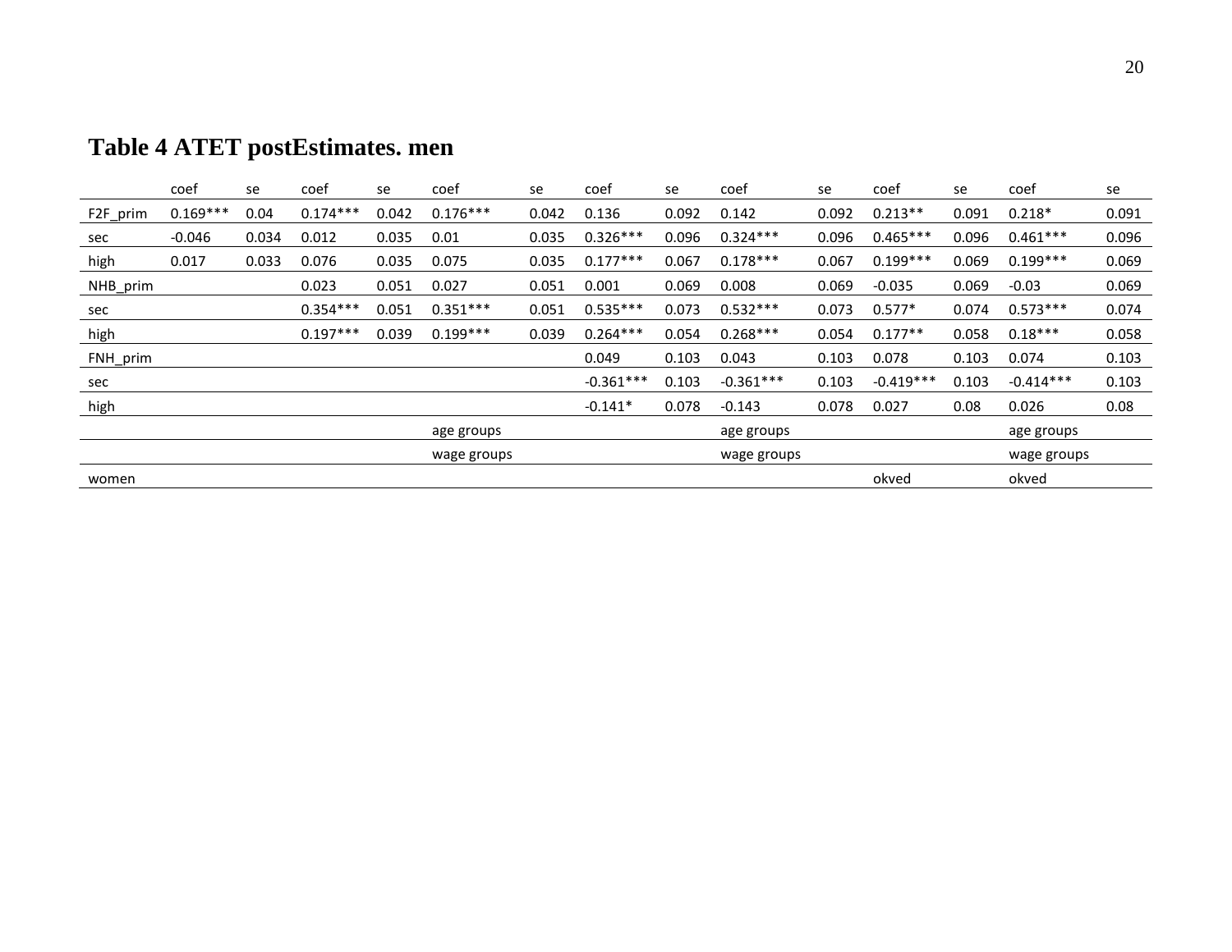## Table 4 ATET postEstimates. men

| | coef | se | coef | se | coef | se | coef | se | coef | se | coef | se | coef | se |
|---|---|---|---|---|---|---|---|---|---|---|---|---|---|---|
| F2F_prim | 0.169*** | 0.04 | 0.174*** | 0.042 | 0.176*** | 0.042 | 0.136 | 0.092 | 0.142 | 0.092 | 0.213** | 0.091 | 0.218* | 0.091 |
| sec | -0.046 | 0.034 | 0.012 | 0.035 | 0.01 | 0.035 | 0.326*** | 0.096 | 0.324*** | 0.096 | 0.465*** | 0.096 | 0.461*** | 0.096 |
| high | 0.017 | 0.033 | 0.076 | 0.035 | 0.075 | 0.035 | 0.177*** | 0.067 | 0.178*** | 0.067 | 0.199*** | 0.069 | 0.199*** | 0.069 |
| NHB_prim | | | 0.023 | 0.051 | 0.027 | 0.051 | 0.001 | 0.069 | 0.008 | 0.069 | -0.035 | 0.069 | -0.03 | 0.069 |
| sec | | | 0.354*** | 0.051 | 0.351*** | 0.051 | 0.535*** | 0.073 | 0.532*** | 0.073 | 0.577* | 0.074 | 0.573*** | 0.074 |
| high | | | 0.197*** | 0.039 | 0.199*** | 0.039 | 0.264*** | 0.054 | 0.268*** | 0.054 | 0.177** | 0.058 | 0.18*** | 0.058 |
| FNH_prim | | | | | | | 0.049 | 0.103 | 0.043 | 0.103 | 0.078 | 0.103 | 0.074 | 0.103 |
| sec | | | | | | | -0.361*** | 0.103 | -0.361*** | 0.103 | -0.419*** | 0.103 | -0.414*** | 0.103 |
| high | | | | | | | -0.141* | 0.078 | -0.143 | 0.078 | 0.027 | 0.08 | 0.026 | 0.08 |
| | | | | | age groups | | | | age groups | | | | age groups | |
| | | | | | wage groups | | | | wage groups | | | | wage groups | |
| women | | | | | | | | | | | okved | | okved | |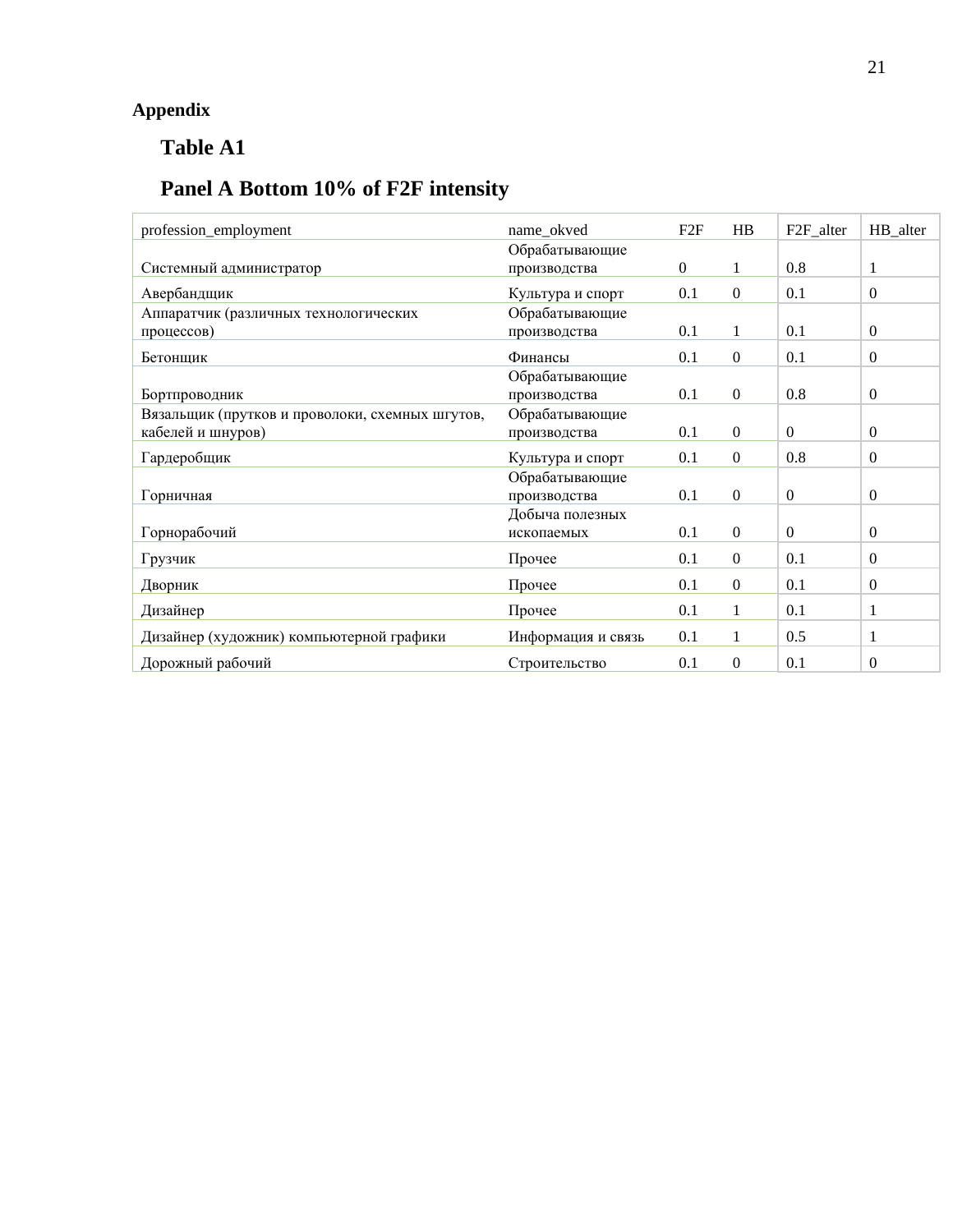## Appendix

### Table A1

### Panel A Bottom 10% of F2F intensity

| profession_employment | name_okved | F2F | HB | F2F_alter | HB_alter |
|---|---|---|---|---|---|
| Системный администратор | Обрабатывающие производства | 0 | 1 | 0.8 | 1 |
| Авербандщик | Культура и спорт | 0.1 | 0 | 0.1 | 0 |
| Аппаратчик (различных технологических процессов) | Обрабатывающие производства | 0.1 | 1 | 0.1 | 0 |
| Бетонщик | Финансы | 0.1 | 0 | 0.1 | 0 |
| Бортпроводник | Обрабатывающие производства | 0.1 | 0 | 0.8 | 0 |
| Вязальщик (прутков и проволоки, схемных шгутов, кабелей и шнуров) | Обрабатывающие производства | 0.1 | 0 | 0 | 0 |
| Гардеробщик | Культура и спорт | 0.1 | 0 | 0.8 | 0 |
| Горничная | Обрабатывающие производства | 0.1 | 0 | 0 | 0 |
| Горнорабочий | Добыча полезных ископаемых | 0.1 | 0 | 0 | 0 |
| Грузчик | Прочее | 0.1 | 0 | 0.1 | 0 |
| Дворник | Прочее | 0.1 | 0 | 0.1 | 0 |
| Дизайнер | Прочее | 0.1 | 1 | 0.1 | 1 |
| Дизайнер (художник) компьютерной графики | Информация и связь | 0.1 | 1 | 0.5 | 1 |
| Дорожный рабочий | Строительство | 0.1 | 0 | 0.1 | 0 |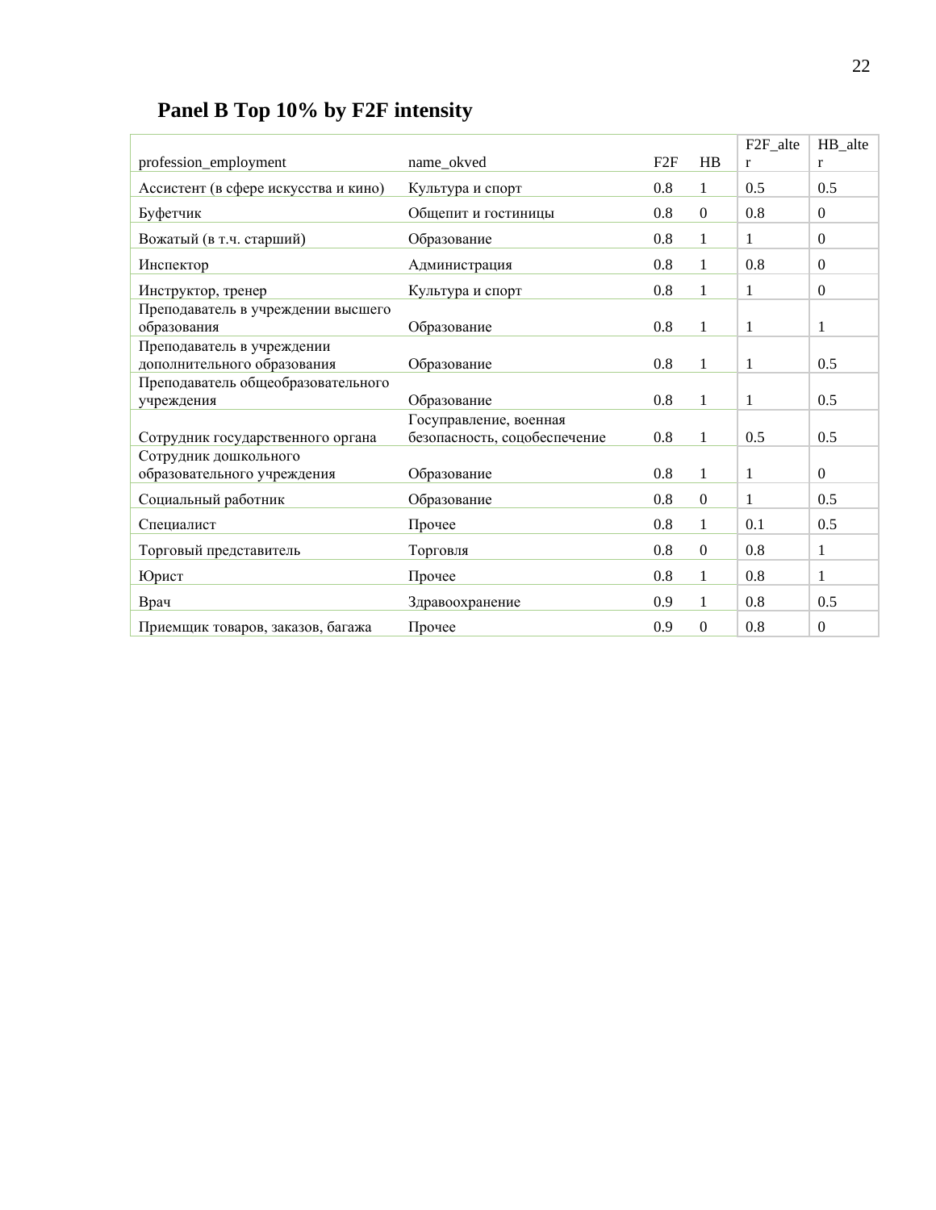## Panel B Top 10% by F2F intensity

| profession_employment | name_okved | F2F | HB | F2F_alter | HB_alter |
|---|---|---|---|---|---|
| Ассистент (в сфере искусства и кино) | Культура и спорт | 0.8 | 1 | 0.5 | 0.5 |
| Буфетчик | Общепит и гостиницы | 0.8 | 0 | 0.8 | 0 |
| Вожатый (в т.ч. старший) | Образование | 0.8 | 1 | 1 | 0 |
| Инспектор | Администрация | 0.8 | 1 | 0.8 | 0 |
| Инструктор, тренер | Культура и спорт | 0.8 | 1 | 1 | 0 |
| Преподаватель в учреждении высшего образования | Образование | 0.8 | 1 | 1 | 1 |
| Преподаватель в учреждении дополнительного образования | Образование | 0.8 | 1 | 1 | 0.5 |
| Преподаватель общеобразовательного учреждения | Образование | 0.8 | 1 | 1 | 0.5 |
| Сотрудник государственного органа | Госуправление, военная безопасность, соцобеспечение | 0.8 | 1 | 0.5 | 0.5 |
| Сотрудник дошкольного образовательного учреждения | Образование | 0.8 | 1 | 1 | 0 |
| Социальный работник | Образование | 0.8 | 0 | 1 | 0.5 |
| Специалист | Прочее | 0.8 | 1 | 0.1 | 0.5 |
| Торговый представитель | Торговля | 0.8 | 0 | 0.8 | 1 |
| Юрист | Прочее | 0.8 | 1 | 0.8 | 1 |
| Врач | Здравоохранение | 0.9 | 1 | 0.8 | 0.5 |
| Приемщик товаров, заказов, багажа | Прочее | 0.9 | 0 | 0.8 | 0 |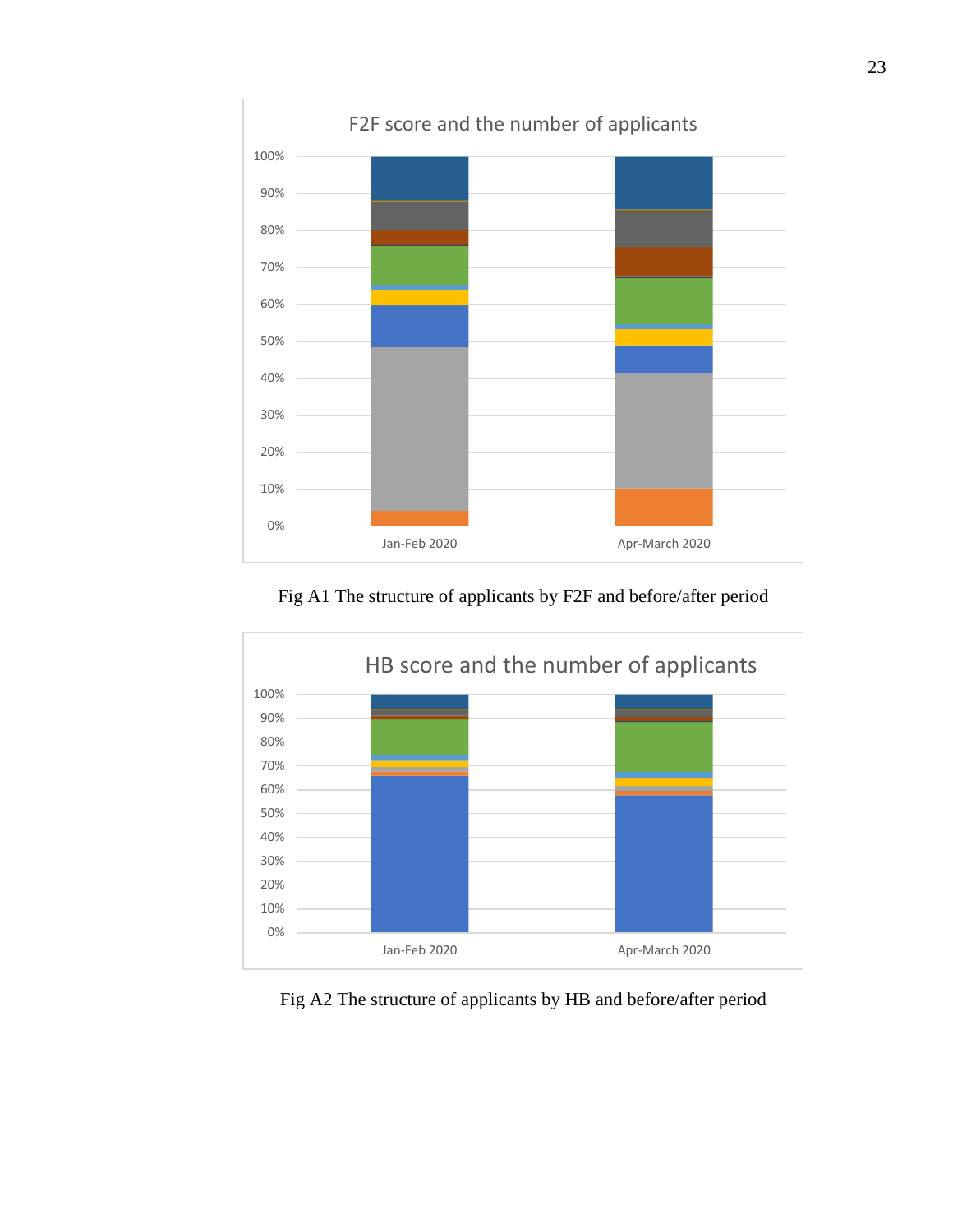F2F score and the number of applicants

| | 0% | 10% | 20% | 30% | 40% | 50% | 60% | 70% | 80% | 90% | 100% |
|---|---|---|---|---|---|---|---|---|---|---|---|

Jan-Feb 2020 | Apr-March 2020

Fig A1 The structure of applicants by F2F and before/after period

HB score and the number of applicants

Jan-Feb 2020 | Apr-March 2020

Fig A2 The structure of applicants by HB and before/after period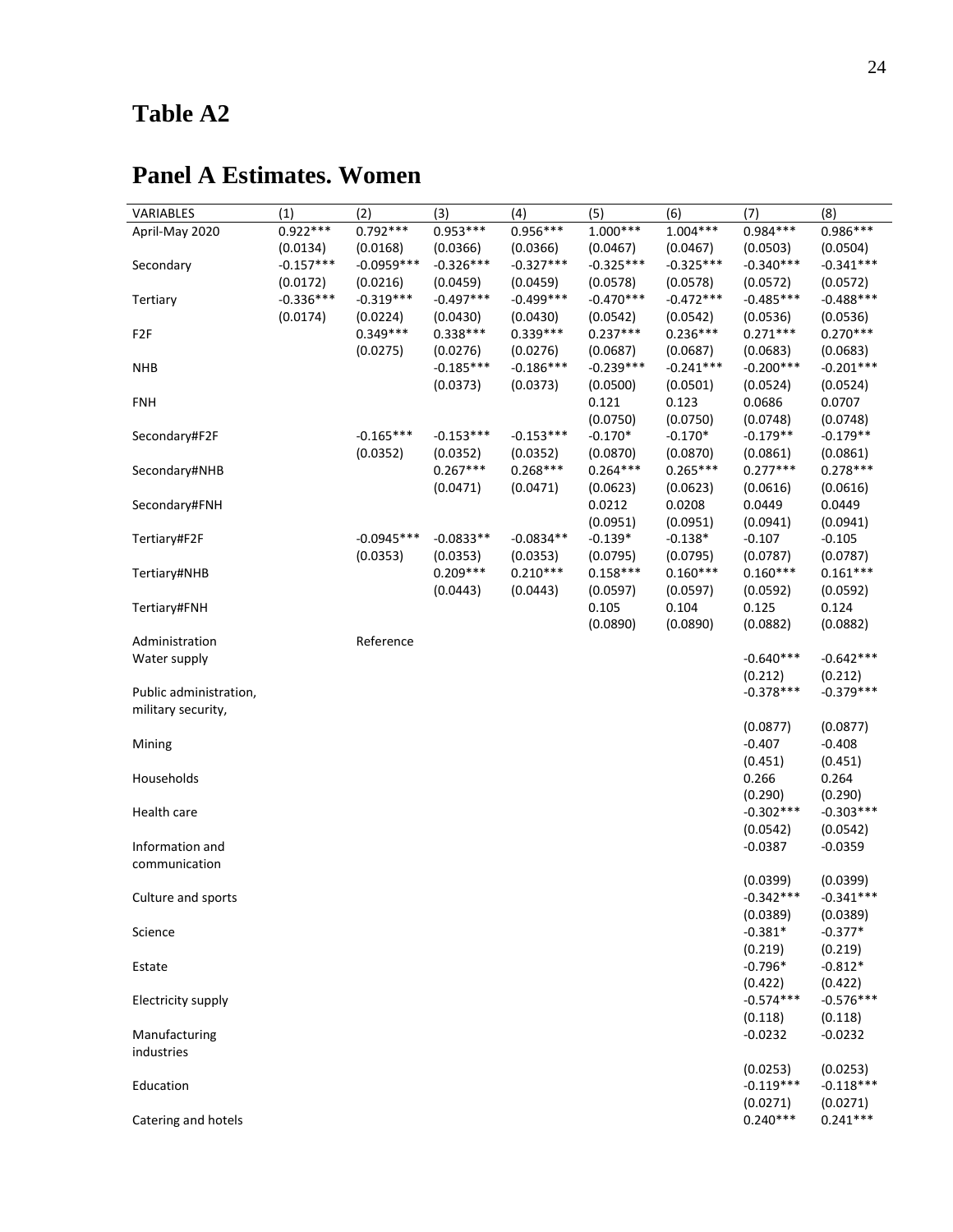# Table A2

## Panel A Estimates. Women

| VARIABLES | (1) | (2) | (3) | (4) | (5) | (6) | (7) | (8) |
|---|---|---|---|---|---|---|---|---|
| April-May 2020 | 0.922*** | 0.792*** | 0.953*** | 0.956*** | 1.000*** | 1.004*** | 0.984*** | 0.986*** |
| | (0.0134) | (0.0168) | (0.0366) | (0.0366) | (0.0467) | (0.0467) | (0.0503) | (0.0504) |
| Secondary | -0.157*** | -0.0959*** | -0.326*** | -0.327*** | -0.325*** | -0.325*** | -0.340*** | -0.341*** |
| | (0.0172) | (0.0216) | (0.0459) | (0.0459) | (0.0578) | (0.0578) | (0.0572) | (0.0572) |
| Tertiary | -0.336*** | -0.319*** | -0.497*** | -0.499*** | -0.470*** | -0.472*** | -0.485*** | -0.488*** |
| | (0.0174) | (0.0224) | (0.0430) | (0.0430) | (0.0542) | (0.0542) | (0.0536) | (0.0536) |
| F2F | | 0.349*** | 0.338*** | 0.339*** | 0.237*** | 0.236*** | 0.271*** | 0.270*** |
| | | (0.0275) | (0.0276) | (0.0276) | (0.0687) | (0.0687) | (0.0683) | (0.0683) |
| NHB | | | -0.185*** | -0.186*** | -0.239*** | -0.241*** | -0.200*** | -0.201*** |
| | | | (0.0373) | (0.0373) | (0.0500) | (0.0501) | (0.0524) | (0.0524) |
| FNH | | | | | 0.121 | 0.123 | 0.0686 | 0.0707 |
| | | | | | (0.0750) | (0.0750) | (0.0748) | (0.0748) |
| Secondary#F2F | | -0.165*** | -0.153*** | -0.153*** | -0.170* | -0.170* | -0.179** | -0.179** |
| | | (0.0352) | (0.0352) | (0.0352) | (0.0870) | (0.0870) | (0.0861) | (0.0861) |
| Secondary#NHB | | | 0.267*** | 0.268*** | 0.264*** | 0.265*** | 0.277*** | 0.278*** |
| | | | (0.0471) | (0.0471) | (0.0623) | (0.0623) | (0.0616) | (0.0616) |
| Secondary#FNH | | | | | 0.0212 | 0.0208 | 0.0449 | 0.0449 |
| | | | | | (0.0951) | (0.0951) | (0.0941) | (0.0941) |
| Tertiary#F2F | | -0.0945*** | -0.0833** | -0.0834** | -0.139* | -0.138* | -0.107 | -0.105 |
| | | (0.0353) | (0.0353) | (0.0353) | (0.0795) | (0.0795) | (0.0787) | (0.0787) |
| Tertiary#NHB | | | 0.209*** | 0.210*** | 0.158*** | 0.160*** | 0.160*** | 0.161*** |
| | | | (0.0443) | (0.0443) | (0.0597) | (0.0597) | (0.0592) | (0.0592) |
| Tertiary#FNH | | | | | 0.105 | 0.104 | 0.125 | 0.124 |
| | | | | | (0.0890) | (0.0890) | (0.0882) | (0.0882) |
| Administration | | Reference | | | | | | |
| Water supply | | | | | | | -0.640*** | -0.642*** |
| | | | | | | | (0.212) | (0.212) |
| Public administration, military security, | | | | | | | -0.378*** | -0.379*** |
| | | | | | | | (0.0877) | (0.0877) |
| Mining | | | | | | | -0.407 | -0.408 |
| | | | | | | | (0.451) | (0.451) |
| Households | | | | | | | 0.266 | 0.264 |
| | | | | | | | (0.290) | (0.290) |
| Health care | | | | | | | -0.302*** | -0.303*** |
| | | | | | | | (0.0542) | (0.0542) |
| Information and communication | | | | | | | -0.0387 | -0.0359 |
| | | | | | | | (0.0399) | (0.0399) |
| Culture and sports | | | | | | | -0.342*** | -0.341*** |
| | | | | | | | (0.0389) | (0.0389) |
| Science | | | | | | | -0.381* | -0.377* |
| | | | | | | | (0.219) | (0.219) |
| Estate | | | | | | | -0.796* | -0.812* |
| | | | | | | | (0.422) | (0.422) |
| Electricity supply | | | | | | | -0.574*** | -0.576*** |
| | | | | | | | (0.118) | (0.118) |
| Manufacturing industries | | | | | | | -0.0232 | -0.0232 |
| | | | | | | | (0.0253) | (0.0253) |
| Education | | | | | | | -0.119*** | -0.118*** |
| | | | | | | | (0.0271) | (0.0271) |
| Catering and hotels | | | | | | | 0.240*** | 0.241*** |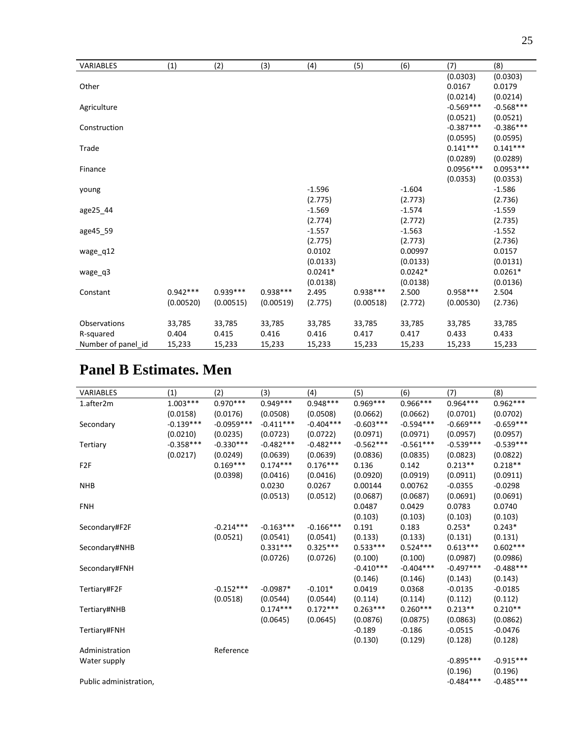| VARIABLES | (1) | (2) | (3) | (4) | (5) | (6) | (7) | (8) |
|---|---|---|---|---|---|---|---|---|
| | | | | | | | (0.0303) | (0.0303) |
| Other | | | | | | | 0.0167 | 0.0179 |
| | | | | | | | (0.0214) | (0.0214) |
| Agriculture | | | | | | | -0.569*** | -0.568*** |
| | | | | | | | (0.0521) | (0.0521) |
| Construction | | | | | | | -0.387*** | -0.386*** |
| | | | | | | | (0.0595) | (0.0595) |
| Trade | | | | | | | 0.141*** | 0.141*** |
| | | | | | | | (0.0289) | (0.0289) |
| Finance | | | | | | | 0.0956*** | 0.0953*** |
| | | | | | | | (0.0353) | (0.0353) |
| young | | | | -1.596 | | -1.604 | | -1.586 |
| | | | | (2.775) | | (2.773) | | (2.736) |
| age25_44 | | | | -1.569 | | -1.574 | | -1.559 |
| | | | | (2.774) | | (2.772) | | (2.735) |
| age45_59 | | | | -1.557 | | -1.563 | | -1.552 |
| | | | | (2.775) | | (2.773) | | (2.736) |
| wage_q12 | | | | 0.0102 | | 0.00997 | | 0.0157 |
| | | | | (0.0133) | | (0.0133) | | (0.0131) |
| wage_q3 | | | | 0.0241* | | 0.0242* | | 0.0261* |
| | | | | (0.0138) | | (0.0138) | | (0.0136) |
| Constant | 0.942*** | 0.939*** | 0.938*** | 2.495 | 0.938*** | 2.500 | 0.958*** | 2.504 |
| | (0.00520) | (0.00515) | (0.00519) | (2.775) | (0.00518) | (2.772) | (0.00530) | (2.736) |
| Observations | 33,785 | 33,785 | 33,785 | 33,785 | 33,785 | 33,785 | 33,785 | 33,785 |
| R-squared | 0.404 | 0.415 | 0.416 | 0.416 | 0.417 | 0.417 | 0.433 | 0.433 |
| Number of panel_id | 15,233 | 15,233 | 15,233 | 15,233 | 15,233 | 15,233 | 15,233 | 15,233 |

# Panel B Estimates. Men

| VARIABLES | (1) | (2) | (3) | (4) | (5) | (6) | (7) | (8) |
|---|---|---|---|---|---|---|---|---|
| 1.after2m | 1.003*** | 0.970*** | 0.949*** | 0.948*** | 0.969*** | 0.966*** | 0.964*** | 0.962*** |
| | (0.0158) | (0.0176) | (0.0508) | (0.0508) | (0.0662) | (0.0662) | (0.0701) | (0.0702) |
| Secondary | -0.139*** | -0.0959*** | -0.411*** | -0.404*** | -0.603*** | -0.594*** | -0.669*** | -0.659*** |
| | (0.0210) | (0.0235) | (0.0723) | (0.0722) | (0.0971) | (0.0971) | (0.0957) | (0.0957) |
| Tertiary | -0.358*** | -0.330*** | -0.482*** | -0.482*** | -0.562*** | -0.561*** | -0.539*** | -0.539*** |
| | (0.0217) | (0.0249) | (0.0639) | (0.0639) | (0.0836) | (0.0835) | (0.0823) | (0.0822) |
| F2F | | 0.169*** | 0.174*** | 0.176*** | 0.136 | 0.142 | 0.213** | 0.218** |
| | | (0.0398) | (0.0416) | (0.0416) | (0.0920) | (0.0919) | (0.0911) | (0.0911) |
| NHB | | | 0.0230 | 0.0267 | 0.00144 | 0.00762 | -0.0355 | -0.0298 |
| | | | (0.0513) | (0.0512) | (0.0687) | (0.0687) | (0.0691) | (0.0691) |
| FNH | | | | | 0.0487 | 0.0429 | 0.0783 | 0.0740 |
| | | | | | (0.103) | (0.103) | (0.103) | (0.103) |
| Secondary#F2F | | -0.214*** | -0.163*** | -0.166*** | 0.191 | 0.183 | 0.253* | 0.243* |
| | | (0.0521) | (0.0541) | (0.0541) | (0.133) | (0.133) | (0.131) | (0.131) |
| Secondary#NHB | | | 0.331*** | 0.325*** | 0.533*** | 0.524*** | 0.613*** | 0.602*** |
| | | | (0.0726) | (0.0726) | (0.100) | (0.100) | (0.0987) | (0.0986) |
| Secondary#FNH | | | | | -0.410*** | -0.404*** | -0.497*** | -0.488*** |
| | | | | | (0.146) | (0.146) | (0.143) | (0.143) |
| Tertiary#F2F | | -0.152*** | -0.0987* | -0.101* | 0.0419 | 0.0368 | -0.0135 | -0.0185 |
| | | (0.0518) | (0.0544) | (0.0544) | (0.114) | (0.114) | (0.112) | (0.112) |
| Tertiary#NHB | | | 0.174*** | 0.172*** | 0.263*** | 0.260*** | 0.213** | 0.210** |
| | | | (0.0645) | (0.0645) | (0.0876) | (0.0875) | (0.0863) | (0.0862) |
| Tertiary#FNH | | | | | -0.189 | -0.186 | -0.0515 | -0.0476 |
| | | | | | (0.130) | (0.129) | (0.128) | (0.128) |
| Administration | | Reference | | | | | | |
| Water supply | | | | | | | -0.895*** | -0.915*** |
| | | | | | | | (0.196) | (0.196) |
| Public administration, | | | | | | | -0.484*** | -0.485*** |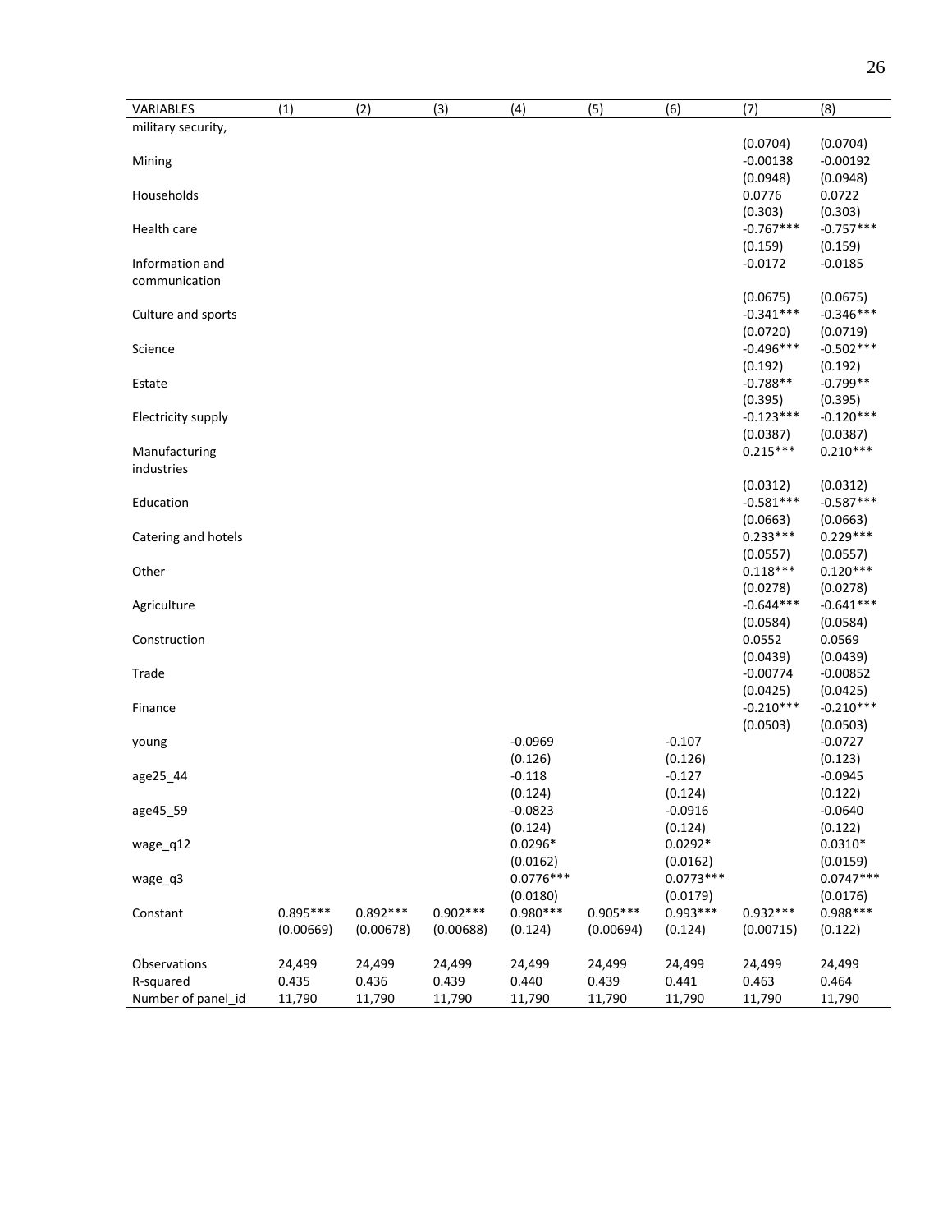| VARIABLES | (1) | (2) | (3) | (4) | (5) | (6) | (7) | (8) |
|---|---|---|---|---|---|---|---|---|
| military security, | | | | | | | | |
| | | | | | | | (0.0704) | (0.0704) |
| Mining | | | | | | | -0.00138 | -0.00192 |
| | | | | | | | (0.0948) | (0.0948) |
| Households | | | | | | | 0.0776 | 0.0722 |
| | | | | | | | (0.303) | (0.303) |
| Health care | | | | | | | -0.767*** | -0.757*** |
| | | | | | | | (0.159) | (0.159) |
| Information and communication | | | | | | | -0.0172 | -0.0185 |
| | | | | | | | (0.0675) | (0.0675) |
| Culture and sports | | | | | | | -0.341*** | -0.346*** |
| | | | | | | | (0.0720) | (0.0719) |
| Science | | | | | | | -0.496*** | -0.502*** |
| | | | | | | | (0.192) | (0.192) |
| Estate | | | | | | | -0.788** | -0.799** |
| | | | | | | | (0.395) | (0.395) |
| Electricity supply | | | | | | | -0.123*** | -0.120*** |
| | | | | | | | (0.0387) | (0.0387) |
| Manufacturing industries | | | | | | | 0.215*** | 0.210*** |
| | | | | | | | (0.0312) | (0.0312) |
| Education | | | | | | | -0.581*** | -0.587*** |
| | | | | | | | (0.0663) | (0.0663) |
| Catering and hotels | | | | | | | 0.233*** | 0.229*** |
| | | | | | | | (0.0557) | (0.0557) |
| Other | | | | | | | 0.118*** | 0.120*** |
| | | | | | | | (0.0278) | (0.0278) |
| Agriculture | | | | | | | -0.644*** | -0.641*** |
| | | | | | | | (0.0584) | (0.0584) |
| Construction | | | | | | | 0.0552 | 0.0569 |
| | | | | | | | (0.0439) | (0.0439) |
| Trade | | | | | | | -0.00774 | -0.00852 |
| | | | | | | | (0.0425) | (0.0425) |
| Finance | | | | | | | -0.210*** | -0.210*** |
| | | | | | | | (0.0503) | (0.0503) |
| young | | | | -0.0969 | | -0.107 | | -0.0727 |
| | | | | (0.126) | | (0.126) | | (0.123) |
| age25_44 | | | | -0.118 | | -0.127 | | -0.0945 |
| | | | | (0.124) | | (0.124) | | (0.122) |
| age45_59 | | | | -0.0823 | | -0.0916 | | -0.0640 |
| | | | | (0.124) | | (0.124) | | (0.122) |
| wage_q12 | | | | 0.0296* | | 0.0292* | | 0.0310* |
| | | | | (0.0162) | | (0.0162) | | (0.0159) |
| wage_q3 | | | | 0.0776*** | | 0.0773*** | | 0.0747*** |
| | | | | (0.0180) | | (0.0179) | | (0.0176) |
| Constant | 0.895*** | 0.892*** | 0.902*** | 0.980*** | 0.905*** | 0.993*** | 0.932*** | 0.988*** |
| | (0.00669) | (0.00678) | (0.00688) | (0.124) | (0.00694) | (0.124) | (0.00715) | (0.122) |
| Observations | 24,499 | 24,499 | 24,499 | 24,499 | 24,499 | 24,499 | 24,499 | 24,499 |
| R-squared | 0.435 | 0.436 | 0.439 | 0.440 | 0.439 | 0.441 | 0.463 | 0.464 |
| Number of panel_id | 11,790 | 11,790 | 11,790 | 11,790 | 11,790 | 11,790 | 11,790 | 11,790 |